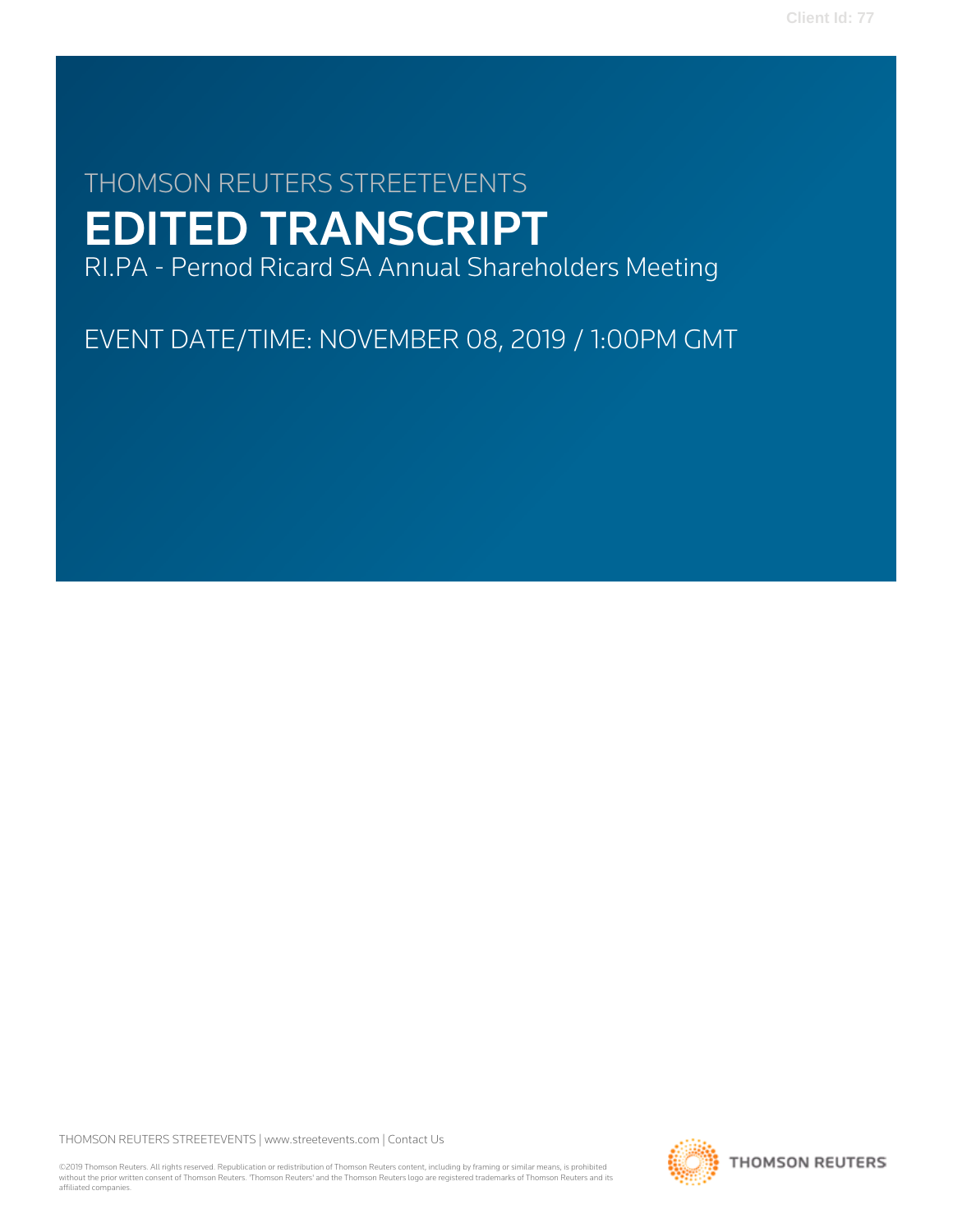THOMSON REUTERS STREETEVENTS

# EDITED TRANSCRIPT

RI.PA - Pernod Ricard SA Annual Shareholders Meeting

EVENT DATE/TIME: NOVEMBER 08, 2019 / 1:00PM GMT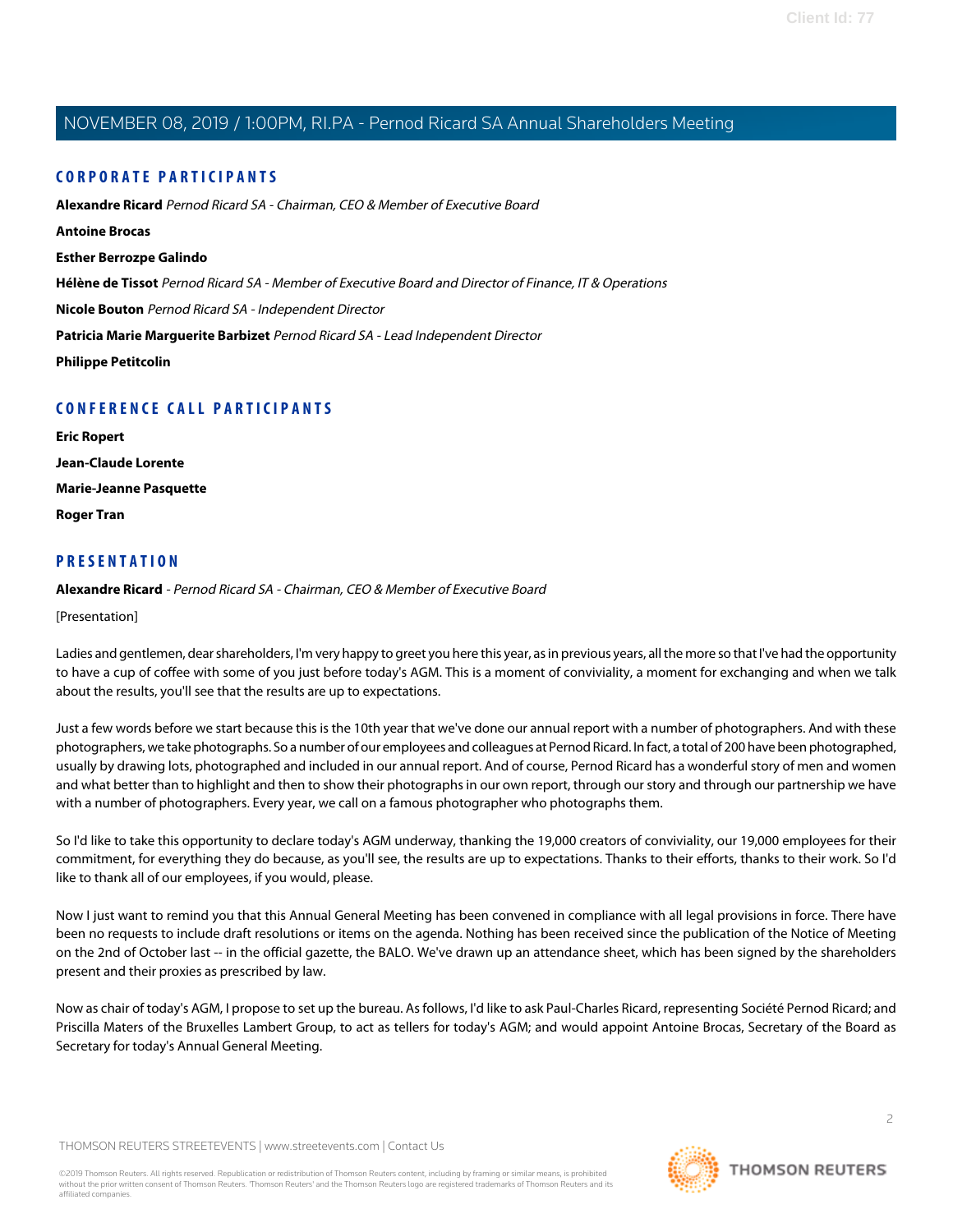## CORPORATE PARTICIPANTS

**Alexandre Ricard** *Pernod Ricard SA - Chairman, CEO & Member of Executive Board*

**Antoine Brocas**

**Esther Berrozpe Galindo**

**Hélène de Tissot** *Pernod Ricard SA - Member of Executive Board and Director of Finance, IT & Operations*

**Nicole Bouton** *Pernod Ricard SA - Independent Director*

**Patricia Marie Marguerite Barbizet** *Pernod Ricard SA - Lead Independent Director*

**Philippe Petitcolin**

## CONFERENCE CALL PARTICIPANTS

**Eric Ropert**

**Jean-Claude Lorente**

**Marie-Jeanne Pasquette**

**Roger Tran**

## PRESENTATION

**Alexandre Ricard** - *Pernod Ricard SA - Chairman, CEO & Member of Executive Board*

[Presentation]

Ladies and gentlemen, dear shareholders, I'm very happy to greet you here this year, as in previous years, all the more so that I've had the opportunity to have a cup of coffee with some of you just before today's AGM. This is a moment of conviviality, a moment for exchanging and when we talk about the results, you'll see that the results are up to expectations.

Just a few words before we start because this is the 10th year that we've done our annual report with a number of photographers. And with these photographers, we take photographs. So a number of our employees and colleagues at Pernod Ricard. In fact, a total of 200 have been photographed, usually by drawing lots, photographed and included in our annual report. And of course, Pernod Ricard has a wonderful story of men and women and what better than to highlight and then to show their photographs in our own report, through our story and through our partnership we have with a number of photographers. Every year, we call on a famous photographer who photographs them.

So I'd like to take this opportunity to declare today's AGM underway, thanking the 19,000 creators of conviviality, our 19,000 employees for their commitment, for everything they do because, as you'll see, the results are up to expectations. Thanks to their efforts, thanks to their work. So I'd like to thank all of our employees, if you would, please.

Now I just want to remind you that this Annual General Meeting has been convened in compliance with all legal provisions in force. There have been no requests to include draft resolutions or items on the agenda. Nothing has been received since the publication of the Notice of Meeting on the 2nd of October last -- in the official gazette, the BALO. We've drawn up an attendance sheet, which has been signed by the shareholders present and their proxies as prescribed by law.

Now as chair of today's AGM, I propose to set up the bureau. As follows, I'd like to ask Paul-Charles Ricard, representing Société Pernod Ricard; and Priscilla Maters of the Bruxelles Lambert Group, to act as tellers for today's AGM; and would appoint Antoine Brocas, Secretary of the Board as Secretary for today's Annual General Meeting.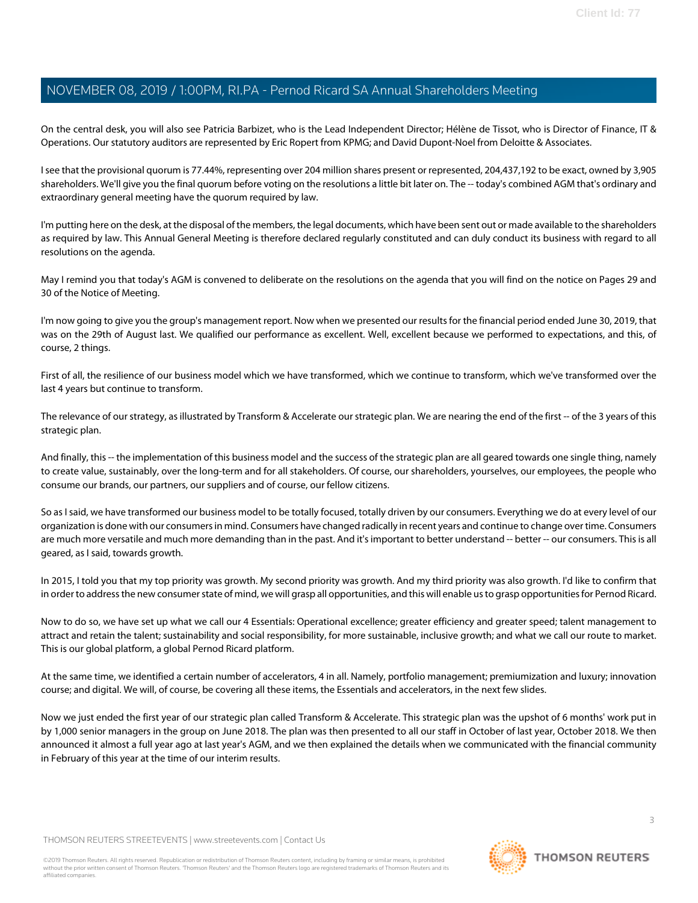On the central desk, you will also see Patricia Barbizet, who is the Lead Independent Director; Hélène de Tissot, who is Director of Finance, IT & Operations. Our statutory auditors are represented by Eric Ropert from KPMG; and David Dupont-Noel from Deloitte & Associates.

I see that the provisional quorum is 77.44%, representing over 204 million shares present or represented, 204,437,192 to be exact, owned by 3,905 shareholders. We'll give you the final quorum before voting on the resolutions a little bit later on. The -- today's combined AGM that's ordinary and extraordinary general meeting have the quorum required by law.

I'm putting here on the desk, at the disposal of the members, the legal documents, which have been sent out or made available to the shareholders as required by law. This Annual General Meeting is therefore declared regularly constituted and can duly conduct its business with regard to all resolutions on the agenda.

May I remind you that today's AGM is convened to deliberate on the resolutions on the agenda that you will find on the notice on Pages 29 and 30 of the Notice of Meeting.

I'm now going to give you the group's management report. Now when we presented our results for the financial period ended June 30, 2019, that was on the 29th of August last. We qualified our performance as excellent. Well, excellent because we performed to expectations, and this, of course, 2 things.

First of all, the resilience of our business model which we have transformed, which we continue to transform, which we've transformed over the last 4 years but continue to transform.

The relevance of our strategy, as illustrated by Transform & Accelerate our strategic plan. We are nearing the end of the first -- of the 3 years of this strategic plan.

And finally, this -- the implementation of this business model and the success of the strategic plan are all geared towards one single thing, namely to create value, sustainably, over the long-term and for all stakeholders. Of course, our shareholders, yourselves, our employees, the people who consume our brands, our partners, our suppliers and of course, our fellow citizens.

So as I said, we have transformed our business model to be totally focused, totally driven by our consumers. Everything we do at every level of our organization is done with our consumers in mind. Consumers have changed radically in recent years and continue to change over time. Consumers are much more versatile and much more demanding than in the past. And it's important to better understand -- better -- our consumers. This is all geared, as I said, towards growth.

In 2015, I told you that my top priority was growth. My second priority was growth. And my third priority was also growth. I'd like to confirm that in order to address the new consumer state of mind, we will grasp all opportunities, and this will enable us to grasp opportunities for Pernod Ricard.

Now to do so, we have set up what we call our 4 Essentials: Operational excellence; greater efficiency and greater speed; talent management to attract and retain the talent; sustainability and social responsibility, for more sustainable, inclusive growth; and what we call our route to market. This is our global platform, a global Pernod Ricard platform.

At the same time, we identified a certain number of accelerators, 4 in all. Namely, portfolio management; premiumization and luxury; innovation course; and digital. We will, of course, be covering all these items, the Essentials and accelerators, in the next few slides.

Now we just ended the first year of our strategic plan called Transform & Accelerate. This strategic plan was the upshot of 6 months' work put in by 1,000 senior managers in the group on June 2018. The plan was then presented to all our staff in October of last year, October 2018. We then announced it almost a full year ago at last year's AGM, and we then explained the details when we communicated with the financial community in February of this year at the time of our interim results.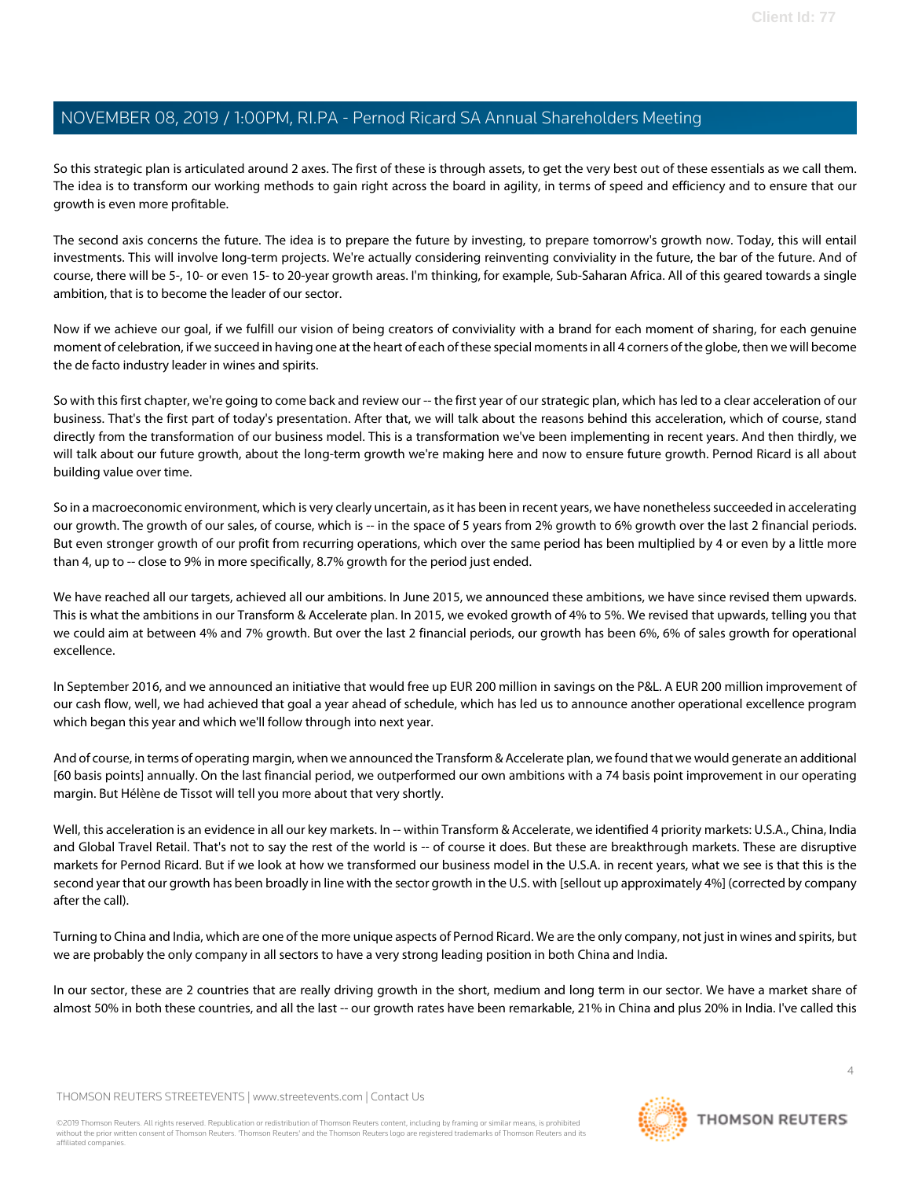So this strategic plan is articulated around 2 axes. The first of these is through assets, to get the very best out of these essentials as we call them. The idea is to transform our working methods to gain right across the board in agility, in terms of speed and efficiency and to ensure that our growth is even more profitable.

The second axis concerns the future. The idea is to prepare the future by investing, to prepare tomorrow's growth now. Today, this will entail investments. This will involve long-term projects. We're actually considering reinventing conviviality in the future, the bar of the future. And of course, there will be 5-, 10- or even 15- to 20-year growth areas. I'm thinking, for example, Sub-Saharan Africa. All of this geared towards a single ambition, that is to become the leader of our sector.

Now if we achieve our goal, if we fulfill our vision of being creators of conviviality with a brand for each moment of sharing, for each genuine moment of celebration, if we succeed in having one at the heart of each of these special moments in all 4 corners of the globe, then we will become the de facto industry leader in wines and spirits.

So with this first chapter, we're going to come back and review our -- the first year of our strategic plan, which has led to a clear acceleration of our business. That's the first part of today's presentation. After that, we will talk about the reasons behind this acceleration, which of course, stand directly from the transformation of our business model. This is a transformation we've been implementing in recent years. And then thirdly, we will talk about our future growth, about the long-term growth we're making here and now to ensure future growth. Pernod Ricard is all about building value over time.

So in a macroeconomic environment, which is very clearly uncertain, as it has been in recent years, we have nonetheless succeeded in accelerating our growth. The growth of our sales, of course, which is -- in the space of 5 years from 2% growth to 6% growth over the last 2 financial periods. But even stronger growth of our profit from recurring operations, which over the same period has been multiplied by 4 or even by a little more than 4, up to -- close to 9% in more specifically, 8.7% growth for the period just ended.

We have reached all our targets, achieved all our ambitions. In June 2015, we announced these ambitions, we have since revised them upwards. This is what the ambitions in our Transform & Accelerate plan. In 2015, we evoked growth of 4% to 5%. We revised that upwards, telling you that we could aim at between 4% and 7% growth. But over the last 2 financial periods, our growth has been 6%, 6% of sales growth for operational excellence.

In September 2016, and we announced an initiative that would free up EUR 200 million in savings on the P&L. A EUR 200 million improvement of our cash flow, well, we had achieved that goal a year ahead of schedule, which has led us to announce another operational excellence program which began this year and which we'll follow through into next year.

And of course, in terms of operating margin, when we announced the Transform & Accelerate plan, we found that we would generate an additional [60 basis points] annually. On the last financial period, we outperformed our own ambitions with a 74 basis point improvement in our operating margin. But Hélène de Tissot will tell you more about that very shortly.

Well, this acceleration is an evidence in all our key markets. In -- within Transform & Accelerate, we identified 4 priority markets: U.S.A., China, India and Global Travel Retail. That's not to say the rest of the world is -- of course it does. But these are breakthrough markets. These are disruptive markets for Pernod Ricard. But if we look at how we transformed our business model in the U.S.A. in recent years, what we see is that this is the second year that our growth has been broadly in line with the sector growth in the U.S. with [sellout up approximately 4%] (corrected by company after the call).

Turning to China and India, which are one of the more unique aspects of Pernod Ricard. We are the only company, not just in wines and spirits, but we are probably the only company in all sectors to have a very strong leading position in both China and India.

In our sector, these are 2 countries that are really driving growth in the short, medium and long term in our sector. We have a market share of almost 50% in both these countries, and all the last -- our growth rates have been remarkable, 21% in China and plus 20% in India. I've called this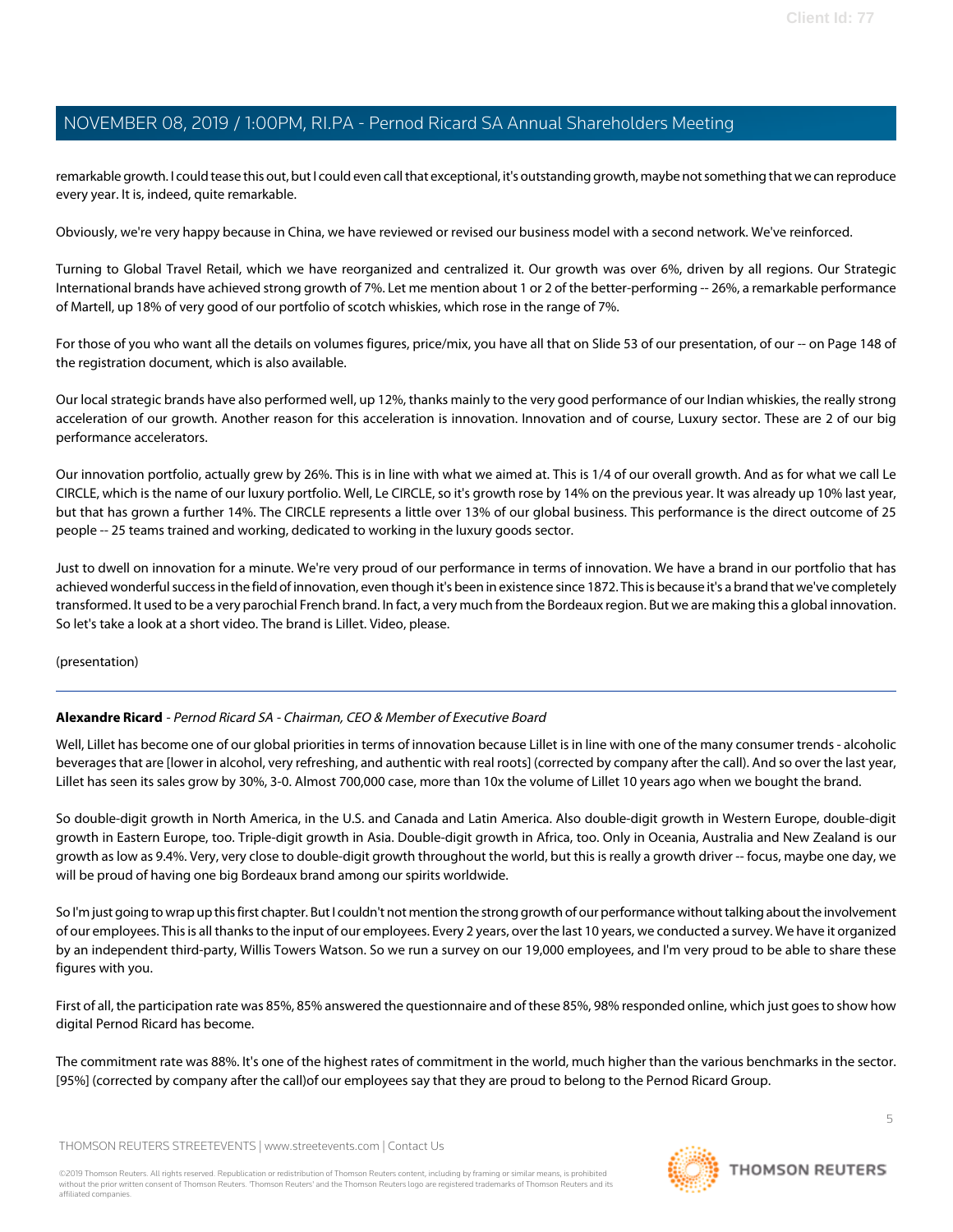remarkable growth. I could tease this out, but I could even call that exceptional, it's outstanding growth, maybe not something that we can reproduce every year. It is, indeed, quite remarkable.

Obviously, we're very happy because in China, we have reviewed or revised our business model with a second network. We've reinforced.

Turning to Global Travel Retail, which we have reorganized and centralized it. Our growth was over 6%, driven by all regions. Our Strategic International brands have achieved strong growth of 7%. Let me mention about 1 or 2 of the better-performing -- 26%, a remarkable performance of Martell, up 18% of very good of our portfolio of scotch whiskies, which rose in the range of 7%.

For those of you who want all the details on volumes figures, price/mix, you have all that on Slide 53 of our presentation, of our -- on Page 148 of the registration document, which is also available.

Our local strategic brands have also performed well, up 12%, thanks mainly to the very good performance of our Indian whiskies, the really strong acceleration of our growth. Another reason for this acceleration is innovation. Innovation and of course, Luxury sector. These are 2 of our big performance accelerators.

Our innovation portfolio, actually grew by 26%. This is in line with what we aimed at. This is 1/4 of our overall growth. And as for what we call Le CIRCLE, which is the name of our luxury portfolio. Well, Le CIRCLE, so it's growth rose by 14% on the previous year. It was already up 10% last year, but that has grown a further 14%. The CIRCLE represents a little over 13% of our global business. This performance is the direct outcome of 25 people -- 25 teams trained and working, dedicated to working in the luxury goods sector.

Just to dwell on innovation for a minute. We're very proud of our performance in terms of innovation. We have a brand in our portfolio that has achieved wonderful success in the field of innovation, even though it's been in existence since 1872. This is because it's a brand that we've completely transformed. It used to be a very parochial French brand. In fact, a very much from the Bordeaux region. But we are making this a global innovation. So let's take a look at a short video. The brand is Lillet. Video, please.

(presentation)

---

**Alexandre Ricard** - *Pernod Ricard SA - Chairman, CEO & Member of Executive Board*

Well, Lillet has become one of our global priorities in terms of innovation because Lillet is in line with one of the many consumer trends - alcoholic beverages that are [lower in alcohol, very refreshing, and authentic with real roots] (corrected by company after the call). And so over the last year, Lillet has seen its sales grow by 30%, 3-0. Almost 700,000 case, more than 10x the volume of Lillet 10 years ago when we bought the brand.

So double-digit growth in North America, in the U.S. and Canada and Latin America. Also double-digit growth in Western Europe, double-digit growth in Eastern Europe, too. Triple-digit growth in Asia. Double-digit growth in Africa, too. Only in Oceania, Australia and New Zealand is our growth as low as 9.4%. Very, very close to double-digit growth throughout the world, but this is really a growth driver -- focus, maybe one day, we will be proud of having one big Bordeaux brand among our spirits worldwide.

So I'm just going to wrap up this first chapter. But I couldn't not mention the strong growth of our performance without talking about the involvement of our employees. This is all thanks to the input of our employees. Every 2 years, over the last 10 years, we conducted a survey. We have it organized by an independent third-party, Willis Towers Watson. So we run a survey on our 19,000 employees, and I'm very proud to be able to share these figures with you.

First of all, the participation rate was 85%, 85% answered the questionnaire and of these 85%, 98% responded online, which just goes to show how digital Pernod Ricard has become.

The commitment rate was 88%. It's one of the highest rates of commitment in the world, much higher than the various benchmarks in the sector. [95%] (corrected by company after the call)of our employees say that they are proud to belong to the Pernod Ricard Group.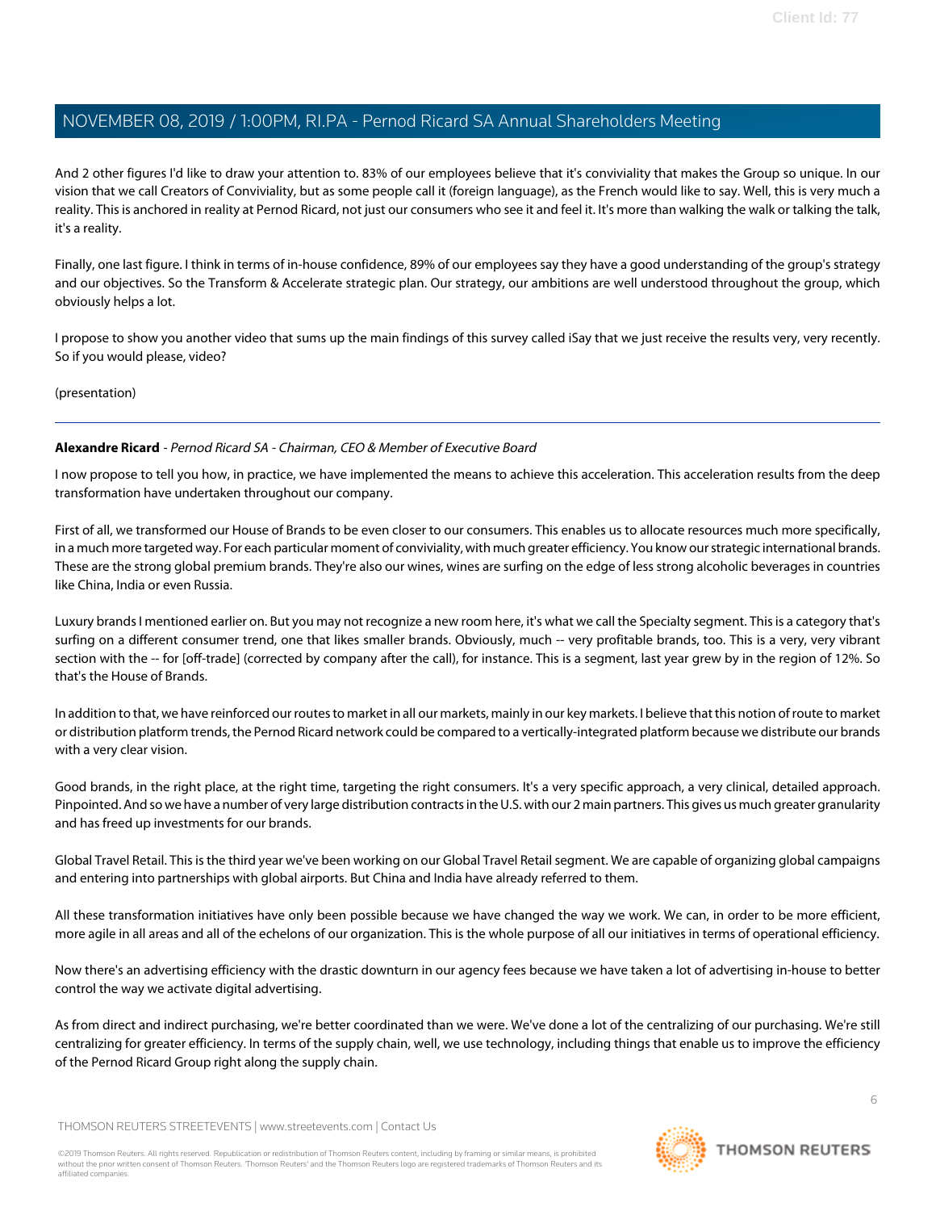And 2 other figures I'd like to draw your attention to. 83% of our employees believe that it's conviviality that makes the Group so unique. In our vision that we call Creators of Conviviality, but as some people call it (foreign language), as the French would like to say. Well, this is very much a reality. This is anchored in reality at Pernod Ricard, not just our consumers who see it and feel it. It's more than walking the walk or talking the talk, it's a reality.

Finally, one last figure. I think in terms of in-house confidence, 89% of our employees say they have a good understanding of the group's strategy and our objectives. So the Transform & Accelerate strategic plan. Our strategy, our ambitions are well understood throughout the group, which obviously helps a lot.

I propose to show you another video that sums up the main findings of this survey called iSay that we just receive the results very, very recently. So if you would please, video?

(presentation)

---

**Alexandre Ricard** - *Pernod Ricard SA - Chairman, CEO & Member of Executive Board*

I now propose to tell you how, in practice, we have implemented the means to achieve this acceleration. This acceleration results from the deep transformation have undertaken throughout our company.

First of all, we transformed our House of Brands to be even closer to our consumers. This enables us to allocate resources much more specifically, in a much more targeted way. For each particular moment of conviviality, with much greater efficiency. You know our strategic international brands. These are the strong global premium brands. They're also our wines, wines are surfing on the edge of less strong alcoholic beverages in countries like China, India or even Russia.

Luxury brands I mentioned earlier on. But you may not recognize a new room here, it's what we call the Specialty segment. This is a category that's surfing on a different consumer trend, one that likes smaller brands. Obviously, much -- very profitable brands, too. This is a very, very vibrant section with the -- for [off-trade] (corrected by company after the call), for instance. This is a segment, last year grew by in the region of 12%. So that's the House of Brands.

In addition to that, we have reinforced our routes to market in all our markets, mainly in our key markets. I believe that this notion of route to market or distribution platform trends, the Pernod Ricard network could be compared to a vertically-integrated platform because we distribute our brands with a very clear vision.

Good brands, in the right place, at the right time, targeting the right consumers. It's a very specific approach, a very clinical, detailed approach. Pinpointed. And so we have a number of very large distribution contracts in the U.S. with our 2 main partners. This gives us much greater granularity and has freed up investments for our brands.

Global Travel Retail. This is the third year we've been working on our Global Travel Retail segment. We are capable of organizing global campaigns and entering into partnerships with global airports. But China and India have already referred to them.

All these transformation initiatives have only been possible because we have changed the way we work. We can, in order to be more efficient, more agile in all areas and all of the echelons of our organization. This is the whole purpose of all our initiatives in terms of operational efficiency.

Now there's an advertising efficiency with the drastic downturn in our agency fees because we have taken a lot of advertising in-house to better control the way we activate digital advertising.

As from direct and indirect purchasing, we're better coordinated than we were. We've done a lot of the centralizing of our purchasing. We're still centralizing for greater efficiency. In terms of the supply chain, well, we use technology, including things that enable us to improve the efficiency of the Pernod Ricard Group right along the supply chain.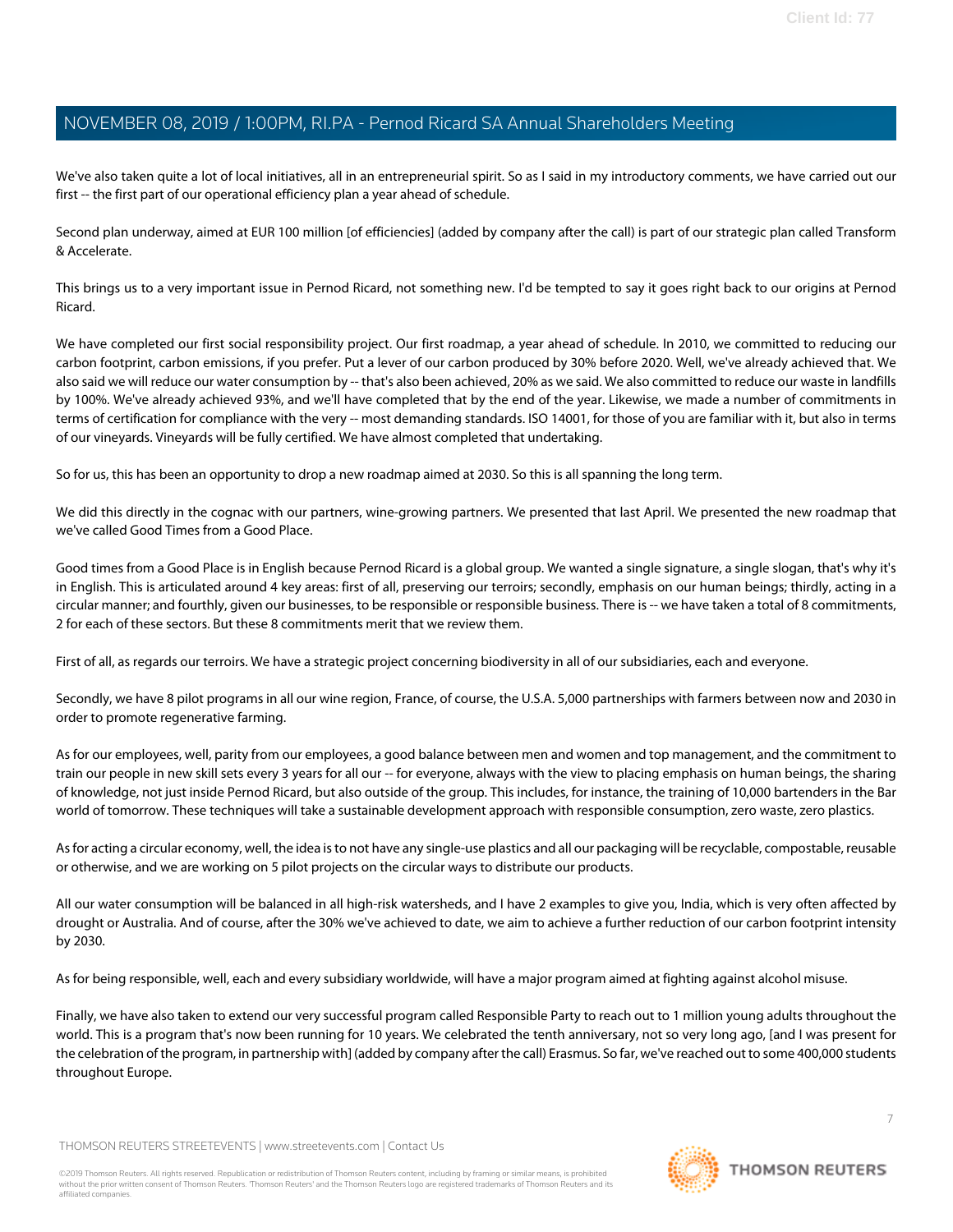We've also taken quite a lot of local initiatives, all in an entrepreneurial spirit. So as I said in my introductory comments, we have carried out our first -- the first part of our operational efficiency plan a year ahead of schedule.

Second plan underway, aimed at EUR 100 million [of efficiencies] (added by company after the call) is part of our strategic plan called Transform & Accelerate.

This brings us to a very important issue in Pernod Ricard, not something new. I'd be tempted to say it goes right back to our origins at Pernod Ricard.

We have completed our first social responsibility project. Our first roadmap, a year ahead of schedule. In 2010, we committed to reducing our carbon footprint, carbon emissions, if you prefer. Put a lever of our carbon produced by 30% before 2020. Well, we've already achieved that. We also said we will reduce our water consumption by -- that's also been achieved, 20% as we said. We also committed to reduce our waste in landfills by 100%. We've already achieved 93%, and we'll have completed that by the end of the year. Likewise, we made a number of commitments in terms of certification for compliance with the very -- most demanding standards. ISO 14001, for those of you are familiar with it, but also in terms of our vineyards. Vineyards will be fully certified. We have almost completed that undertaking.

So for us, this has been an opportunity to drop a new roadmap aimed at 2030. So this is all spanning the long term.

We did this directly in the cognac with our partners, wine-growing partners. We presented that last April. We presented the new roadmap that we've called Good Times from a Good Place.

Good times from a Good Place is in English because Pernod Ricard is a global group. We wanted a single signature, a single slogan, that's why it's in English. This is articulated around 4 key areas: first of all, preserving our terroirs; secondly, emphasis on our human beings; thirdly, acting in a circular manner; and fourthly, given our businesses, to be responsible or responsible business. There is -- we have taken a total of 8 commitments, 2 for each of these sectors. But these 8 commitments merit that we review them.

First of all, as regards our terroirs. We have a strategic project concerning biodiversity in all of our subsidiaries, each and everyone.

Secondly, we have 8 pilot programs in all our wine region, France, of course, the U.S.A. 5,000 partnerships with farmers between now and 2030 in order to promote regenerative farming.

As for our employees, well, parity from our employees, a good balance between men and women and top management, and the commitment to train our people in new skill sets every 3 years for all our -- for everyone, always with the view to placing emphasis on human beings, the sharing of knowledge, not just inside Pernod Ricard, but also outside of the group. This includes, for instance, the training of 10,000 bartenders in the Bar world of tomorrow. These techniques will take a sustainable development approach with responsible consumption, zero waste, zero plastics.

As for acting a circular economy, well, the idea is to not have any single-use plastics and all our packaging will be recyclable, compostable, reusable or otherwise, and we are working on 5 pilot projects on the circular ways to distribute our products.

All our water consumption will be balanced in all high-risk watersheds, and I have 2 examples to give you, India, which is very often affected by drought or Australia. And of course, after the 30% we've achieved to date, we aim to achieve a further reduction of our carbon footprint intensity by 2030.

As for being responsible, well, each and every subsidiary worldwide, will have a major program aimed at fighting against alcohol misuse.

Finally, we have also taken to extend our very successful program called Responsible Party to reach out to 1 million young adults throughout the world. This is a program that's now been running for 10 years. We celebrated the tenth anniversary, not so very long ago, [and I was present for the celebration of the program, in partnership with] (added by company after the call) Erasmus. So far, we've reached out to some 400,000 students throughout Europe.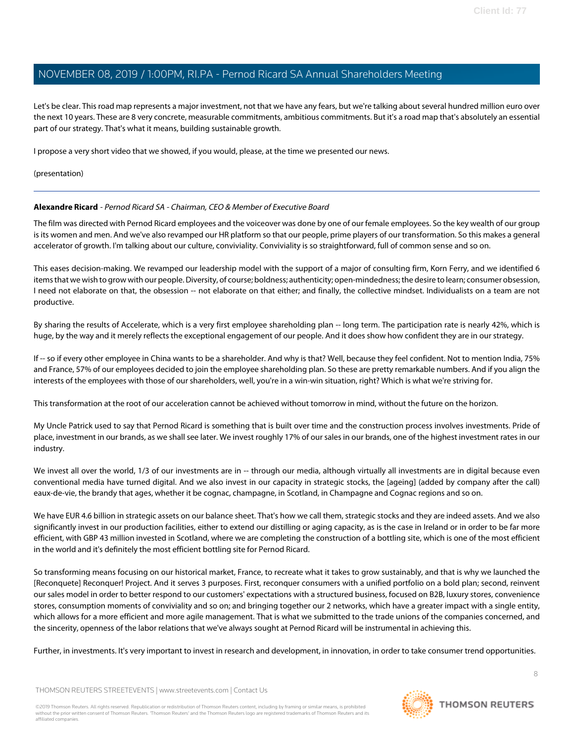Let's be clear. This road map represents a major investment, not that we have any fears, but we're talking about several hundred million euro over the next 10 years. These are 8 very concrete, measurable commitments, ambitious commitments. But it's a road map that's absolutely an essential part of our strategy. That's what it means, building sustainable growth.

I propose a very short video that we showed, if you would, please, at the time we presented our news.

(presentation)

---

**Alexandre Ricard** - *Pernod Ricard SA - Chairman, CEO & Member of Executive Board*

The film was directed with Pernod Ricard employees and the voiceover was done by one of our female employees. So the key wealth of our group is its women and men. And we've also revamped our HR platform so that our people, prime players of our transformation. So this makes a general accelerator of growth. I'm talking about our culture, conviviality. Conviviality is so straightforward, full of common sense and so on.

This eases decision-making. We revamped our leadership model with the support of a major of consulting firm, Korn Ferry, and we identified 6 items that we wish to grow with our people. Diversity, of course; boldness; authenticity; open-mindedness; the desire to learn; consumer obsession, I need not elaborate on that, the obsession -- not elaborate on that either; and finally, the collective mindset. Individualists on a team are not productive.

By sharing the results of Accelerate, which is a very first employee shareholding plan -- long term. The participation rate is nearly 42%, which is huge, by the way and it merely reflects the exceptional engagement of our people. And it does show how confident they are in our strategy.

If -- so if every other employee in China wants to be a shareholder. And why is that? Well, because they feel confident. Not to mention India, 75% and France, 57% of our employees decided to join the employee shareholding plan. So these are pretty remarkable numbers. And if you align the interests of the employees with those of our shareholders, well, you're in a win-win situation, right? Which is what we're striving for.

This transformation at the root of our acceleration cannot be achieved without tomorrow in mind, without the future on the horizon.

My Uncle Patrick used to say that Pernod Ricard is something that is built over time and the construction process involves investments. Pride of place, investment in our brands, as we shall see later. We invest roughly 17% of our sales in our brands, one of the highest investment rates in our industry.

We invest all over the world, 1/3 of our investments are in -- through our media, although virtually all investments are in digital because even conventional media have turned digital. And we also invest in our capacity in strategic stocks, the [ageing] (added by company after the call) eaux-de-vie, the brandy that ages, whether it be cognac, champagne, in Scotland, in Champagne and Cognac regions and so on.

We have EUR 4.6 billion in strategic assets on our balance sheet. That's how we call them, strategic stocks and they are indeed assets. And we also significantly invest in our production facilities, either to extend our distilling or aging capacity, as is the case in Ireland or in order to be far more efficient, with GBP 43 million invested in Scotland, where we are completing the construction of a bottling site, which is one of the most efficient in the world and it's definitely the most efficient bottling site for Pernod Ricard.

So transforming means focusing on our historical market, France, to recreate what it takes to grow sustainably, and that is why we launched the [Reconquete] Reconquer! Project. And it serves 3 purposes. First, reconquer consumers with a unified portfolio on a bold plan; second, reinvent our sales model in order to better respond to our customers' expectations with a structured business, focused on B2B, luxury stores, convenience stores, consumption moments of conviviality and so on; and bringing together our 2 networks, which have a greater impact with a single entity, which allows for a more efficient and more agile management. That is what we submitted to the trade unions of the companies concerned, and the sincerity, openness of the labor relations that we've always sought at Pernod Ricard will be instrumental in achieving this.

Further, in investments. It's very important to invest in research and development, in innovation, in order to take consumer trend opportunities.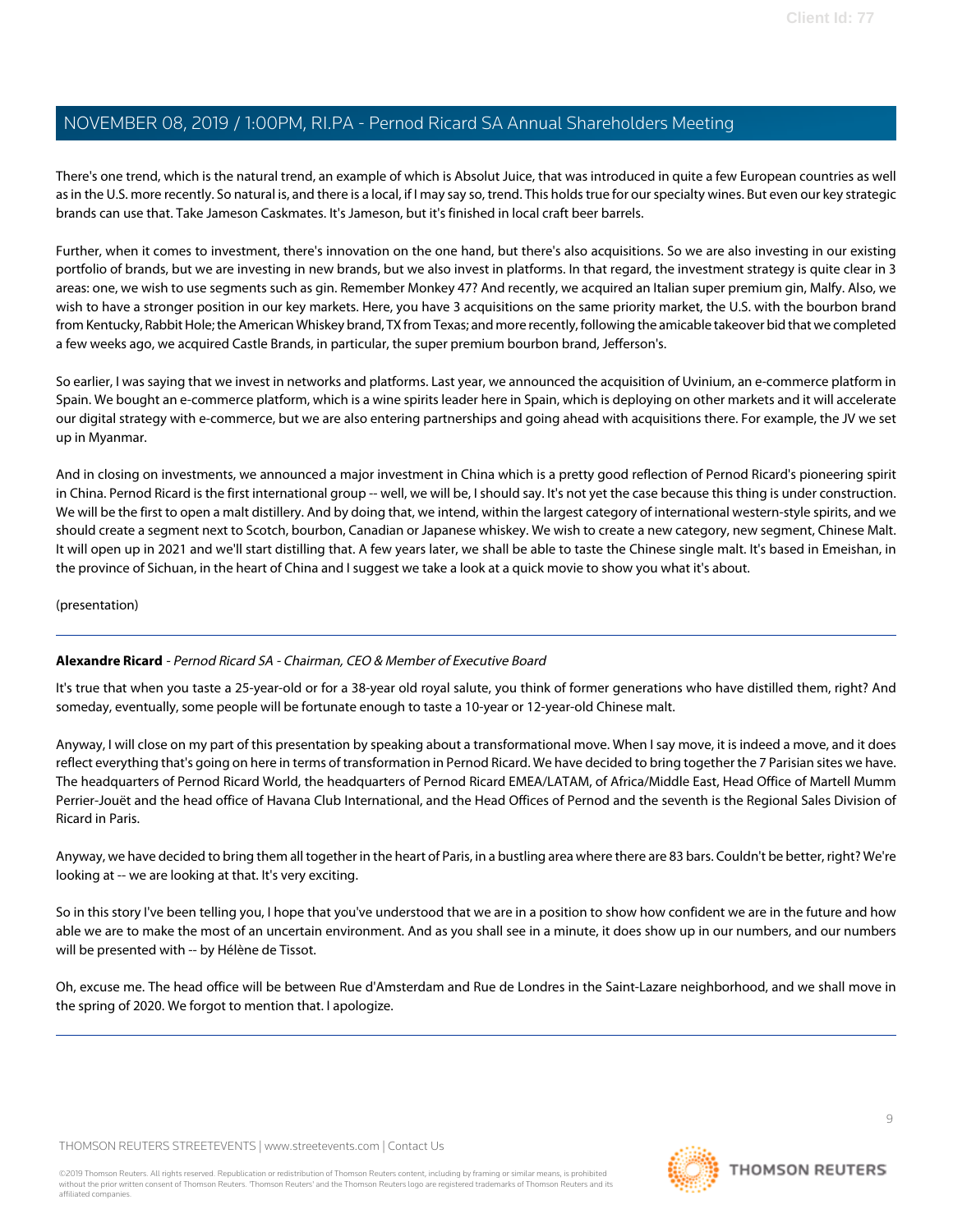There's one trend, which is the natural trend, an example of which is Absolut Juice, that was introduced in quite a few European countries as well as in the U.S. more recently. So natural is, and there is a local, if I may say so, trend. This holds true for our specialty wines. But even our key strategic brands can use that. Take Jameson Caskmates. It's Jameson, but it's finished in local craft beer barrels.

Further, when it comes to investment, there's innovation on the one hand, but there's also acquisitions. So we are also investing in our existing portfolio of brands, but we are investing in new brands, but we also invest in platforms. In that regard, the investment strategy is quite clear in 3 areas: one, we wish to use segments such as gin. Remember Monkey 47? And recently, we acquired an Italian super premium gin, Malfy. Also, we wish to have a stronger position in our key markets. Here, you have 3 acquisitions on the same priority market, the U.S. with the bourbon brand from Kentucky, Rabbit Hole; the American Whiskey brand, TX from Texas; and more recently, following the amicable takeover bid that we completed a few weeks ago, we acquired Castle Brands, in particular, the super premium bourbon brand, Jefferson's.

So earlier, I was saying that we invest in networks and platforms. Last year, we announced the acquisition of Uvinium, an e-commerce platform in Spain. We bought an e-commerce platform, which is a wine spirits leader here in Spain, which is deploying on other markets and it will accelerate our digital strategy with e-commerce, but we are also entering partnerships and going ahead with acquisitions there. For example, the JV we set up in Myanmar.

And in closing on investments, we announced a major investment in China which is a pretty good reflection of Pernod Ricard's pioneering spirit in China. Pernod Ricard is the first international group -- well, we will be, I should say. It's not yet the case because this thing is under construction. We will be the first to open a malt distillery. And by doing that, we intend, within the largest category of international western-style spirits, and we should create a segment next to Scotch, bourbon, Canadian or Japanese whiskey. We wish to create a new category, new segment, Chinese Malt. It will open up in 2021 and we'll start distilling that. A few years later, we shall be able to taste the Chinese single malt. It's based in Emeishan, in the province of Sichuan, in the heart of China and I suggest we take a look at a quick movie to show you what it's about.

(presentation)

---

**Alexandre Ricard** - *Pernod Ricard SA - Chairman, CEO & Member of Executive Board*

It's true that when you taste a 25-year-old or for a 38-year old royal salute, you think of former generations who have distilled them, right? And someday, eventually, some people will be fortunate enough to taste a 10-year or 12-year-old Chinese malt.

Anyway, I will close on my part of this presentation by speaking about a transformational move. When I say move, it is indeed a move, and it does reflect everything that's going on here in terms of transformation in Pernod Ricard. We have decided to bring together the 7 Parisian sites we have. The headquarters of Pernod Ricard World, the headquarters of Pernod Ricard EMEA/LATAM, of Africa/Middle East, Head Office of Martell Mumm Perrier-Jouët and the head office of Havana Club International, and the Head Offices of Pernod and the seventh is the Regional Sales Division of Ricard in Paris.

Anyway, we have decided to bring them all together in the heart of Paris, in a bustling area where there are 83 bars. Couldn't be better, right? We're looking at -- we are looking at that. It's very exciting.

So in this story I've been telling you, I hope that you've understood that we are in a position to show how confident we are in the future and how able we are to make the most of an uncertain environment. And as you shall see in a minute, it does show up in our numbers, and our numbers will be presented with -- by Hélène de Tissot.

Oh, excuse me. The head office will be between Rue d'Amsterdam and Rue de Londres in the Saint-Lazare neighborhood, and we shall move in the spring of 2020. We forgot to mention that. I apologize.

---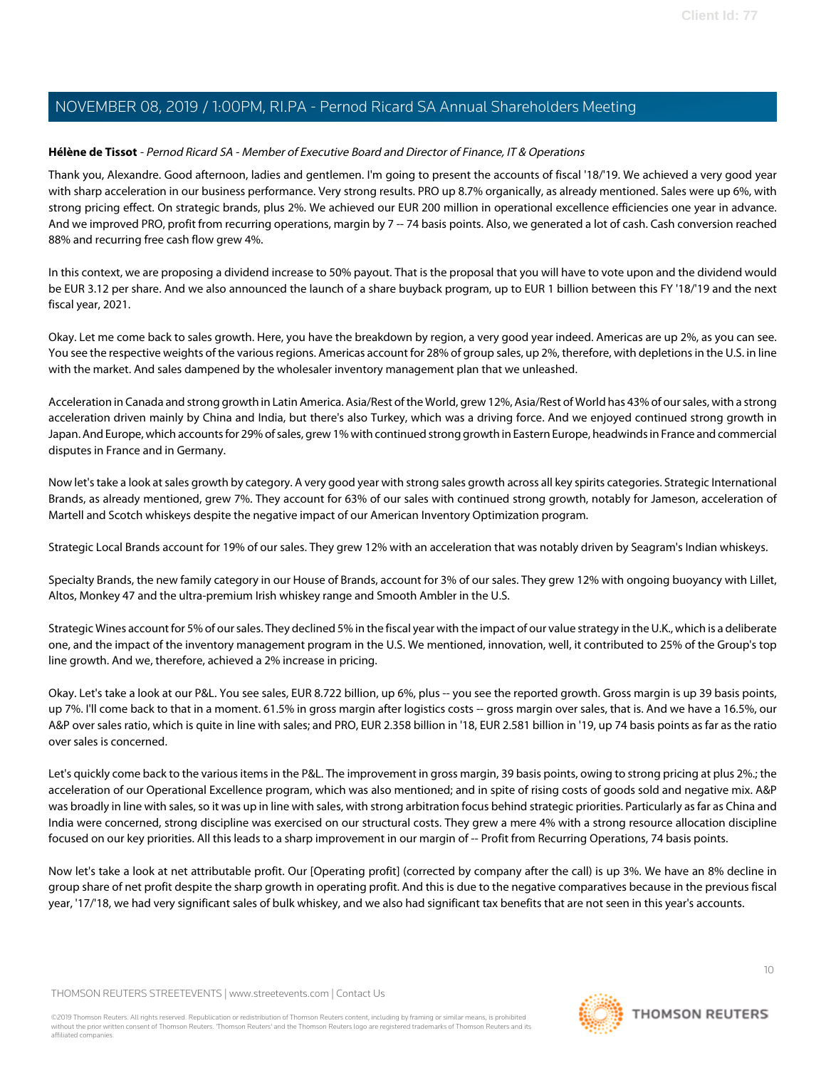**Hélène de Tissot** - *Pernod Ricard SA - Member of Executive Board and Director of Finance, IT & Operations*

Thank you, Alexandre. Good afternoon, ladies and gentlemen. I'm going to present the accounts of fiscal '18/'19. We achieved a very good year with sharp acceleration in our business performance. Very strong results. PRO up 8.7% organically, as already mentioned. Sales were up 6%, with strong pricing effect. On strategic brands, plus 2%. We achieved our EUR 200 million in operational excellence efficiencies one year in advance. And we improved PRO, profit from recurring operations, margin by 7 -- 74 basis points. Also, we generated a lot of cash. Cash conversion reached 88% and recurring free cash flow grew 4%.

In this context, we are proposing a dividend increase to 50% payout. That is the proposal that you will have to vote upon and the dividend would be EUR 3.12 per share. And we also announced the launch of a share buyback program, up to EUR 1 billion between this FY '18/'19 and the next fiscal year, 2021.

Okay. Let me come back to sales growth. Here, you have the breakdown by region, a very good year indeed. Americas are up 2%, as you can see. You see the respective weights of the various regions. Americas account for 28% of group sales, up 2%, therefore, with depletions in the U.S. in line with the market. And sales dampened by the wholesaler inventory management plan that we unleashed.

Acceleration in Canada and strong growth in Latin America. Asia/Rest of the World, grew 12%, Asia/Rest of World has 43% of our sales, with a strong acceleration driven mainly by China and India, but there's also Turkey, which was a driving force. And we enjoyed continued strong growth in Japan. And Europe, which accounts for 29% of sales, grew 1% with continued strong growth in Eastern Europe, headwinds in France and commercial disputes in France and in Germany.

Now let's take a look at sales growth by category. A very good year with strong sales growth across all key spirits categories. Strategic International Brands, as already mentioned, grew 7%. They account for 63% of our sales with continued strong growth, notably for Jameson, acceleration of Martell and Scotch whiskeys despite the negative impact of our American Inventory Optimization program.

Strategic Local Brands account for 19% of our sales. They grew 12% with an acceleration that was notably driven by Seagram's Indian whiskeys.

Specialty Brands, the new family category in our House of Brands, account for 3% of our sales. They grew 12% with ongoing buoyancy with Lillet, Altos, Monkey 47 and the ultra-premium Irish whiskey range and Smooth Ambler in the U.S.

Strategic Wines account for 5% of our sales. They declined 5% in the fiscal year with the impact of our value strategy in the U.K., which is a deliberate one, and the impact of the inventory management program in the U.S. We mentioned, innovation, well, it contributed to 25% of the Group's top line growth. And we, therefore, achieved a 2% increase in pricing.

Okay. Let's take a look at our P&L. You see sales, EUR 8.722 billion, up 6%, plus -- you see the reported growth. Gross margin is up 39 basis points, up 7%. I'll come back to that in a moment. 61.5% in gross margin after logistics costs -- gross margin over sales, that is. And we have a 16.5%, our A&P over sales ratio, which is quite in line with sales; and PRO, EUR 2.358 billion in '18, EUR 2.581 billion in '19, up 74 basis points as far as the ratio over sales is concerned.

Let's quickly come back to the various items in the P&L. The improvement in gross margin, 39 basis points, owing to strong pricing at plus 2%.; the acceleration of our Operational Excellence program, which was also mentioned; and in spite of rising costs of goods sold and negative mix. A&P was broadly in line with sales, so it was up in line with sales, with strong arbitration focus behind strategic priorities. Particularly as far as China and India were concerned, strong discipline was exercised on our structural costs. They grew a mere 4% with a strong resource allocation discipline focused on our key priorities. All this leads to a sharp improvement in our margin of -- Profit from Recurring Operations, 74 basis points.

Now let's take a look at net attributable profit. Our [Operating profit] (corrected by company after the call) is up 3%. We have an 8% decline in group share of net profit despite the sharp growth in operating profit. And this is due to the negative comparatives because in the previous fiscal year, '17/'18, we had very significant sales of bulk whiskey, and we also had significant tax benefits that are not seen in this year's accounts.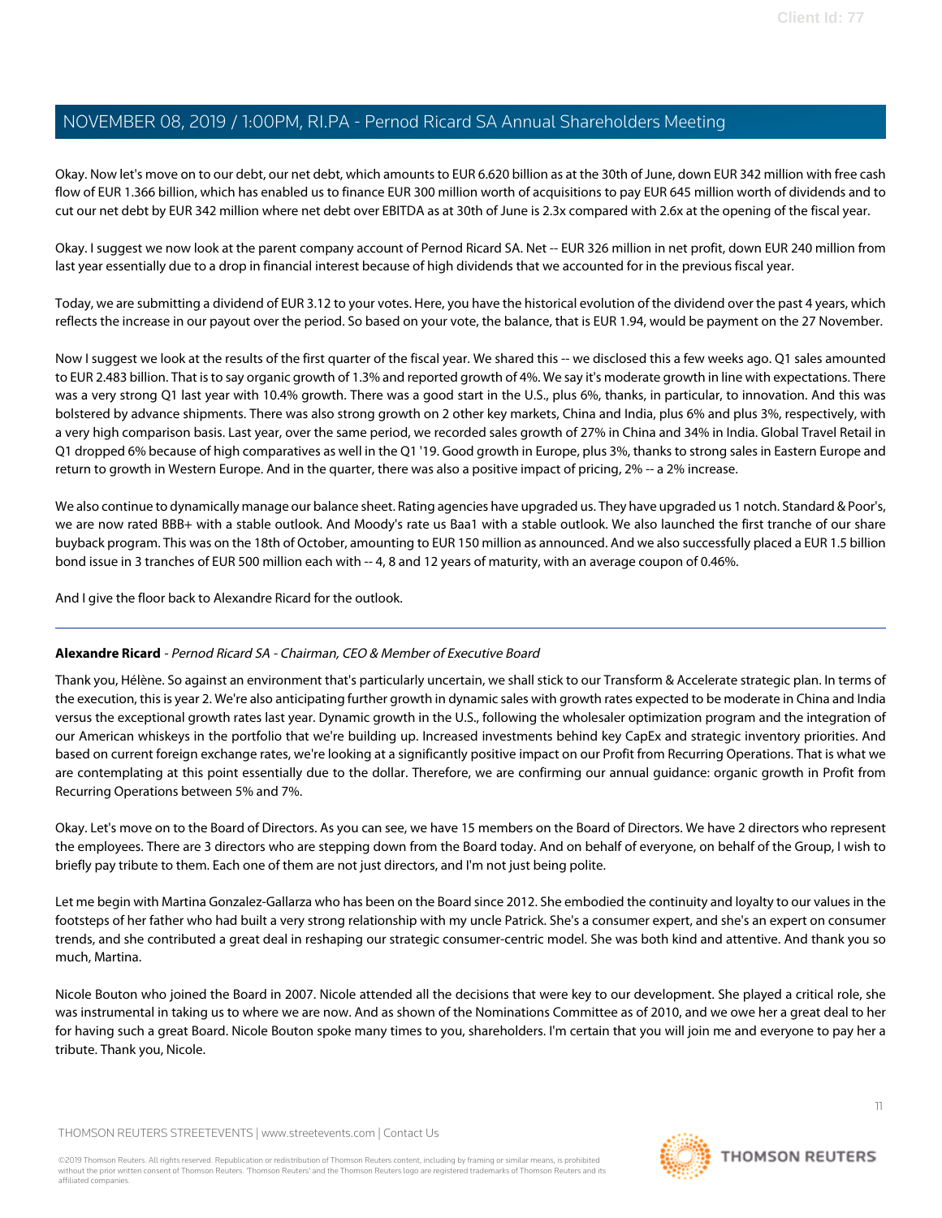Okay. Now let's move on to our debt, our net debt, which amounts to EUR 6.620 billion as at the 30th of June, down EUR 342 million with free cash flow of EUR 1.366 billion, which has enabled us to finance EUR 300 million worth of acquisitions to pay EUR 645 million worth of dividends and to cut our net debt by EUR 342 million where net debt over EBITDA as at 30th of June is 2.3x compared with 2.6x at the opening of the fiscal year.

Okay. I suggest we now look at the parent company account of Pernod Ricard SA. Net -- EUR 326 million in net profit, down EUR 240 million from last year essentially due to a drop in financial interest because of high dividends that we accounted for in the previous fiscal year.

Today, we are submitting a dividend of EUR 3.12 to your votes. Here, you have the historical evolution of the dividend over the past 4 years, which reflects the increase in our payout over the period. So based on your vote, the balance, that is EUR 1.94, would be payment on the 27 November.

Now I suggest we look at the results of the first quarter of the fiscal year. We shared this -- we disclosed this a few weeks ago. Q1 sales amounted to EUR 2.483 billion. That is to say organic growth of 1.3% and reported growth of 4%. We say it's moderate growth in line with expectations. There was a very strong Q1 last year with 10.4% growth. There was a good start in the U.S., plus 6%, thanks, in particular, to innovation. And this was bolstered by advance shipments. There was also strong growth on 2 other key markets, China and India, plus 6% and plus 3%, respectively, with a very high comparison basis. Last year, over the same period, we recorded sales growth of 27% in China and 34% in India. Global Travel Retail in Q1 dropped 6% because of high comparatives as well in the Q1 '19. Good growth in Europe, plus 3%, thanks to strong sales in Eastern Europe and return to growth in Western Europe. And in the quarter, there was also a positive impact of pricing, 2% -- a 2% increase.

We also continue to dynamically manage our balance sheet. Rating agencies have upgraded us. They have upgraded us 1 notch. Standard & Poor's, we are now rated BBB+ with a stable outlook. And Moody's rate us Baa1 with a stable outlook. We also launched the first tranche of our share buyback program. This was on the 18th of October, amounting to EUR 150 million as announced. And we also successfully placed a EUR 1.5 billion bond issue in 3 tranches of EUR 500 million each with -- 4, 8 and 12 years of maturity, with an average coupon of 0.46%.

And I give the floor back to Alexandre Ricard for the outlook.

---

**Alexandre Ricard** - *Pernod Ricard SA - Chairman, CEO & Member of Executive Board*

Thank you, Hélène. So against an environment that's particularly uncertain, we shall stick to our Transform & Accelerate strategic plan. In terms of the execution, this is year 2. We're also anticipating further growth in dynamic sales with growth rates expected to be moderate in China and India versus the exceptional growth rates last year. Dynamic growth in the U.S., following the wholesaler optimization program and the integration of our American whiskeys in the portfolio that we're building up. Increased investments behind key CapEx and strategic inventory priorities. And based on current foreign exchange rates, we're looking at a significantly positive impact on our Profit from Recurring Operations. That is what we are contemplating at this point essentially due to the dollar. Therefore, we are confirming our annual guidance: organic growth in Profit from Recurring Operations between 5% and 7%.

Okay. Let's move on to the Board of Directors. As you can see, we have 15 members on the Board of Directors. We have 2 directors who represent the employees. There are 3 directors who are stepping down from the Board today. And on behalf of everyone, on behalf of the Group, I wish to briefly pay tribute to them. Each one of them are not just directors, and I'm not just being polite.

Let me begin with Martina Gonzalez-Gallarza who has been on the Board since 2012. She embodied the continuity and loyalty to our values in the footsteps of her father who had built a very strong relationship with my uncle Patrick. She's a consumer expert, and she's an expert on consumer trends, and she contributed a great deal in reshaping our strategic consumer-centric model. She was both kind and attentive. And thank you so much, Martina.

Nicole Bouton who joined the Board in 2007. Nicole attended all the decisions that were key to our development. She played a critical role, she was instrumental in taking us to where we are now. And as shown of the Nominations Committee as of 2010, and we owe her a great deal to her for having such a great Board. Nicole Bouton spoke many times to you, shareholders. I'm certain that you will join me and everyone to pay her a tribute. Thank you, Nicole.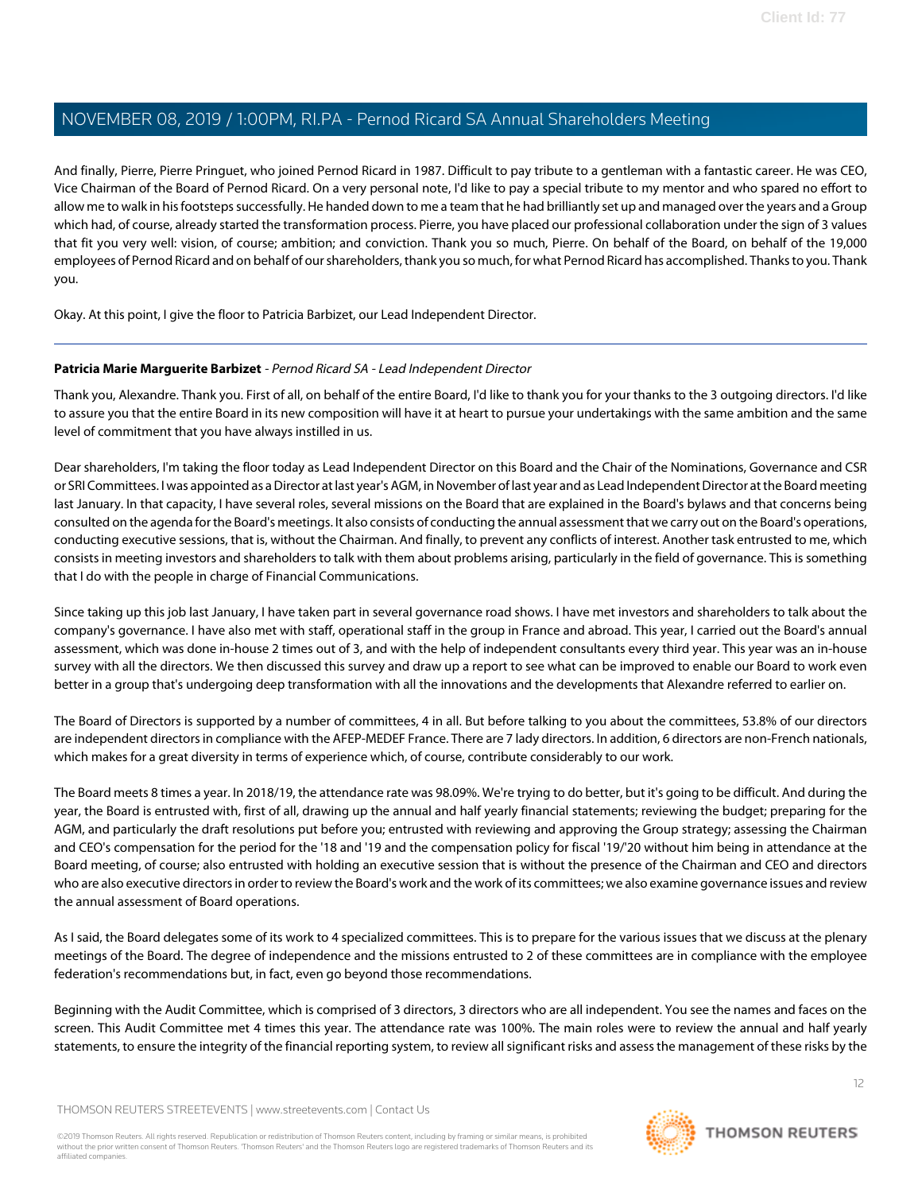And finally, Pierre, Pierre Pringuet, who joined Pernod Ricard in 1987. Difficult to pay tribute to a gentleman with a fantastic career. He was CEO, Vice Chairman of the Board of Pernod Ricard. On a very personal note, I'd like to pay a special tribute to my mentor and who spared no effort to allow me to walk in his footsteps successfully. He handed down to me a team that he had brilliantly set up and managed over the years and a Group which had, of course, already started the transformation process. Pierre, you have placed our professional collaboration under the sign of 3 values that fit you very well: vision, of course; ambition; and conviction. Thank you so much, Pierre. On behalf of the Board, on behalf of the 19,000 employees of Pernod Ricard and on behalf of our shareholders, thank you so much, for what Pernod Ricard has accomplished. Thanks to you. Thank you.

Okay. At this point, I give the floor to Patricia Barbizet, our Lead Independent Director.

---

**Patricia Marie Marguerite Barbizet** - *Pernod Ricard SA - Lead Independent Director*

Thank you, Alexandre. Thank you. First of all, on behalf of the entire Board, I'd like to thank you for your thanks to the 3 outgoing directors. I'd like to assure you that the entire Board in its new composition will have it at heart to pursue your undertakings with the same ambition and the same level of commitment that you have always instilled in us.

Dear shareholders, I'm taking the floor today as Lead Independent Director on this Board and the Chair of the Nominations, Governance and CSR or SRI Committees. I was appointed as a Director at last year's AGM, in November of last year and as Lead Independent Director at the Board meeting last January. In that capacity, I have several roles, several missions on the Board that are explained in the Board's bylaws and that concerns being consulted on the agenda for the Board's meetings. It also consists of conducting the annual assessment that we carry out on the Board's operations, conducting executive sessions, that is, without the Chairman. And finally, to prevent any conflicts of interest. Another task entrusted to me, which consists in meeting investors and shareholders to talk with them about problems arising, particularly in the field of governance. This is something that I do with the people in charge of Financial Communications.

Since taking up this job last January, I have taken part in several governance road shows. I have met investors and shareholders to talk about the company's governance. I have also met with staff, operational staff in the group in France and abroad. This year, I carried out the Board's annual assessment, which was done in-house 2 times out of 3, and with the help of independent consultants every third year. This year was an in-house survey with all the directors. We then discussed this survey and draw up a report to see what can be improved to enable our Board to work even better in a group that's undergoing deep transformation with all the innovations and the developments that Alexandre referred to earlier on.

The Board of Directors is supported by a number of committees, 4 in all. But before talking to you about the committees, 53.8% of our directors are independent directors in compliance with the AFEP-MEDEF France. There are 7 lady directors. In addition, 6 directors are non-French nationals, which makes for a great diversity in terms of experience which, of course, contribute considerably to our work.

The Board meets 8 times a year. In 2018/19, the attendance rate was 98.09%. We're trying to do better, but it's going to be difficult. And during the year, the Board is entrusted with, first of all, drawing up the annual and half yearly financial statements; reviewing the budget; preparing for the AGM, and particularly the draft resolutions put before you; entrusted with reviewing and approving the Group strategy; assessing the Chairman and CEO's compensation for the period for the '18 and '19 and the compensation policy for fiscal '19/'20 without him being in attendance at the Board meeting, of course; also entrusted with holding an executive session that is without the presence of the Chairman and CEO and directors who are also executive directors in order to review the Board's work and the work of its committees; we also examine governance issues and review the annual assessment of Board operations.

As I said, the Board delegates some of its work to 4 specialized committees. This is to prepare for the various issues that we discuss at the plenary meetings of the Board. The degree of independence and the missions entrusted to 2 of these committees are in compliance with the employee federation's recommendations but, in fact, even go beyond those recommendations.

Beginning with the Audit Committee, which is comprised of 3 directors, 3 directors who are all independent. You see the names and faces on the screen. This Audit Committee met 4 times this year. The attendance rate was 100%. The main roles were to review the annual and half yearly statements, to ensure the integrity of the financial reporting system, to review all significant risks and assess the management of these risks by the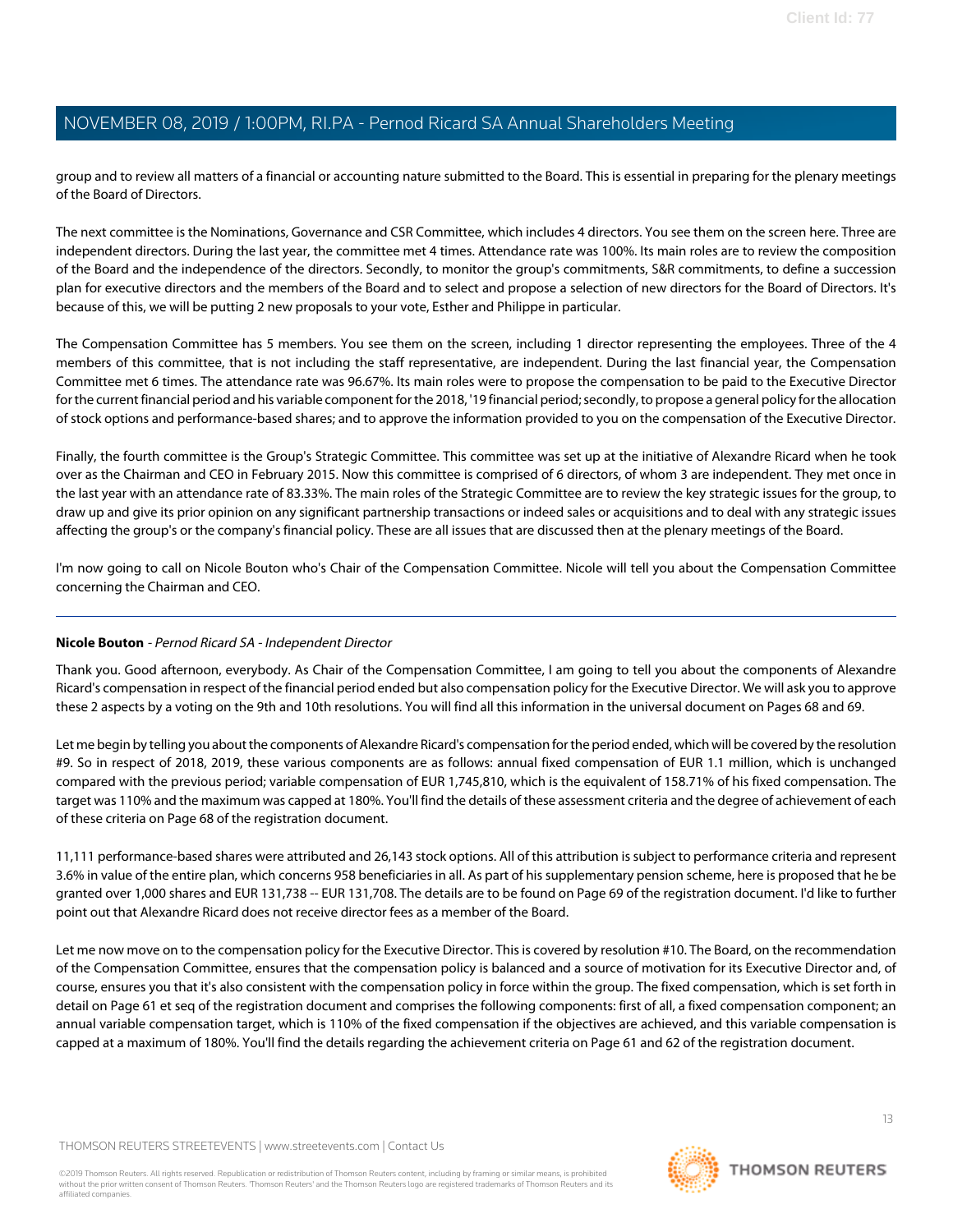group and to review all matters of a financial or accounting nature submitted to the Board. This is essential in preparing for the plenary meetings of the Board of Directors.

The next committee is the Nominations, Governance and CSR Committee, which includes 4 directors. You see them on the screen here. Three are independent directors. During the last year, the committee met 4 times. Attendance rate was 100%. Its main roles are to review the composition of the Board and the independence of the directors. Secondly, to monitor the group's commitments, S&R commitments, to define a succession plan for executive directors and the members of the Board and to select and propose a selection of new directors for the Board of Directors. It's because of this, we will be putting 2 new proposals to your vote, Esther and Philippe in particular.

The Compensation Committee has 5 members. You see them on the screen, including 1 director representing the employees. Three of the 4 members of this committee, that is not including the staff representative, are independent. During the last financial year, the Compensation Committee met 6 times. The attendance rate was 96.67%. Its main roles were to propose the compensation to be paid to the Executive Director for the current financial period and his variable component for the 2018, '19 financial period; secondly, to propose a general policy for the allocation of stock options and performance-based shares; and to approve the information provided to you on the compensation of the Executive Director.

Finally, the fourth committee is the Group's Strategic Committee. This committee was set up at the initiative of Alexandre Ricard when he took over as the Chairman and CEO in February 2015. Now this committee is comprised of 6 directors, of whom 3 are independent. They met once in the last year with an attendance rate of 83.33%. The main roles of the Strategic Committee are to review the key strategic issues for the group, to draw up and give its prior opinion on any significant partnership transactions or indeed sales or acquisitions and to deal with any strategic issues affecting the group's or the company's financial policy. These are all issues that are discussed then at the plenary meetings of the Board.

I'm now going to call on Nicole Bouton who's Chair of the Compensation Committee. Nicole will tell you about the Compensation Committee concerning the Chairman and CEO.

---

**Nicole Bouton** - *Pernod Ricard SA - Independent Director*

Thank you. Good afternoon, everybody. As Chair of the Compensation Committee, I am going to tell you about the components of Alexandre Ricard's compensation in respect of the financial period ended but also compensation policy for the Executive Director. We will ask you to approve these 2 aspects by a voting on the 9th and 10th resolutions. You will find all this information in the universal document on Pages 68 and 69.

Let me begin by telling you about the components of Alexandre Ricard's compensation for the period ended, which will be covered by the resolution #9. So in respect of 2018, 2019, these various components are as follows: annual fixed compensation of EUR 1.1 million, which is unchanged compared with the previous period; variable compensation of EUR 1,745,810, which is the equivalent of 158.71% of his fixed compensation. The target was 110% and the maximum was capped at 180%. You'll find the details of these assessment criteria and the degree of achievement of each of these criteria on Page 68 of the registration document.

11,111 performance-based shares were attributed and 26,143 stock options. All of this attribution is subject to performance criteria and represent 3.6% in value of the entire plan, which concerns 958 beneficiaries in all. As part of his supplementary pension scheme, here is proposed that he be granted over 1,000 shares and EUR 131,738 -- EUR 131,708. The details are to be found on Page 69 of the registration document. I'd like to further point out that Alexandre Ricard does not receive director fees as a member of the Board.

Let me now move on to the compensation policy for the Executive Director. This is covered by resolution #10. The Board, on the recommendation of the Compensation Committee, ensures that the compensation policy is balanced and a source of motivation for its Executive Director and, of course, ensures you that it's also consistent with the compensation policy in force within the group. The fixed compensation, which is set forth in detail on Page 61 et seq of the registration document and comprises the following components: first of all, a fixed compensation component; an annual variable compensation target, which is 110% of the fixed compensation if the objectives are achieved, and this variable compensation is capped at a maximum of 180%. You'll find the details regarding the achievement criteria on Page 61 and 62 of the registration document.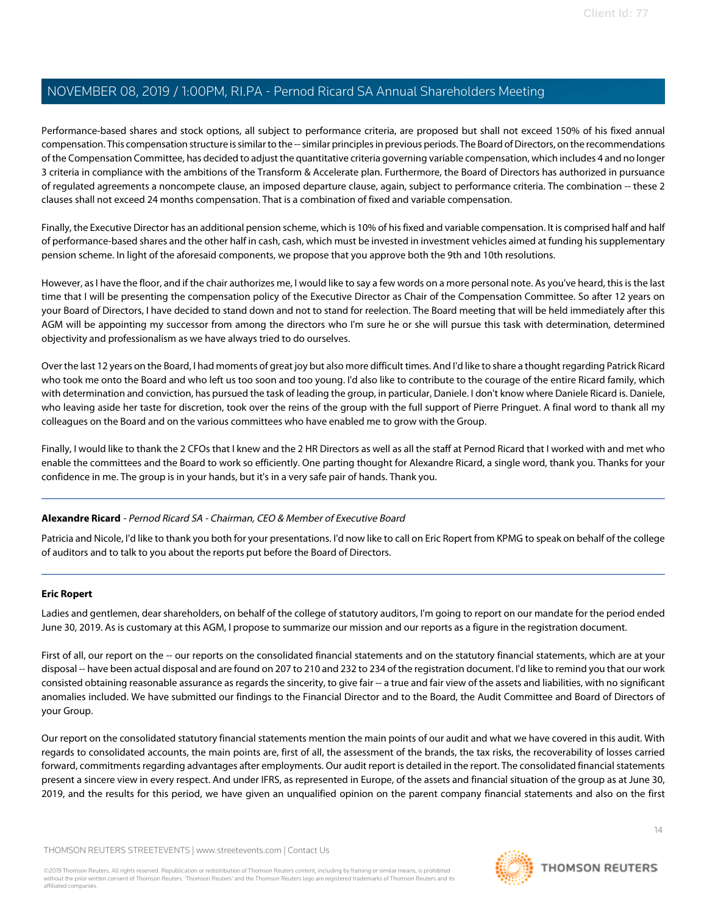Performance-based shares and stock options, all subject to performance criteria, are proposed but shall not exceed 150% of his fixed annual compensation. This compensation structure is similar to the -- similar principles in previous periods. The Board of Directors, on the recommendations of the Compensation Committee, has decided to adjust the quantitative criteria governing variable compensation, which includes 4 and no longer 3 criteria in compliance with the ambitions of the Transform & Accelerate plan. Furthermore, the Board of Directors has authorized in pursuance of regulated agreements a noncompete clause, an imposed departure clause, again, subject to performance criteria. The combination -- these 2 clauses shall not exceed 24 months compensation. That is a combination of fixed and variable compensation.

Finally, the Executive Director has an additional pension scheme, which is 10% of his fixed and variable compensation. It is comprised half and half of performance-based shares and the other half in cash, cash, which must be invested in investment vehicles aimed at funding his supplementary pension scheme. In light of the aforesaid components, we propose that you approve both the 9th and 10th resolutions.

However, as I have the floor, and if the chair authorizes me, I would like to say a few words on a more personal note. As you've heard, this is the last time that I will be presenting the compensation policy of the Executive Director as Chair of the Compensation Committee. So after 12 years on your Board of Directors, I have decided to stand down and not to stand for reelection. The Board meeting that will be held immediately after this AGM will be appointing my successor from among the directors who I'm sure he or she will pursue this task with determination, determined objectivity and professionalism as we have always tried to do ourselves.

Over the last 12 years on the Board, I had moments of great joy but also more difficult times. And I'd like to share a thought regarding Patrick Ricard who took me onto the Board and who left us too soon and too young. I'd also like to contribute to the courage of the entire Ricard family, which with determination and conviction, has pursued the task of leading the group, in particular, Daniele. I don't know where Daniele Ricard is. Daniele, who leaving aside her taste for discretion, took over the reins of the group with the full support of Pierre Pringuet. A final word to thank all my colleagues on the Board and on the various committees who have enabled me to grow with the Group.

Finally, I would like to thank the 2 CFOs that I knew and the 2 HR Directors as well as all the staff at Pernod Ricard that I worked with and met who enable the committees and the Board to work so efficiently. One parting thought for Alexandre Ricard, a single word, thank you. Thanks for your confidence in me. The group is in your hands, but it's in a very safe pair of hands. Thank you.

---

**Alexandre Ricard** - *Pernod Ricard SA - Chairman, CEO & Member of Executive Board*

Patricia and Nicole, I'd like to thank you both for your presentations. I'd now like to call on Eric Ropert from KPMG to speak on behalf of the college of auditors and to talk to you about the reports put before the Board of Directors.

---

**Eric Ropert**

Ladies and gentlemen, dear shareholders, on behalf of the college of statutory auditors, I'm going to report on our mandate for the period ended June 30, 2019. As is customary at this AGM, I propose to summarize our mission and our reports as a figure in the registration document.

First of all, our report on the -- our reports on the consolidated financial statements and on the statutory financial statements, which are at your disposal -- have been actual disposal and are found on 207 to 210 and 232 to 234 of the registration document. I'd like to remind you that our work consisted obtaining reasonable assurance as regards the sincerity, to give fair -- a true and fair view of the assets and liabilities, with no significant anomalies included. We have submitted our findings to the Financial Director and to the Board, the Audit Committee and Board of Directors of your Group.

Our report on the consolidated statutory financial statements mention the main points of our audit and what we have covered in this audit. With regards to consolidated accounts, the main points are, first of all, the assessment of the brands, the tax risks, the recoverability of losses carried forward, commitments regarding advantages after employments. Our audit report is detailed in the report. The consolidated financial statements present a sincere view in every respect. And under IFRS, as represented in Europe, of the assets and financial situation of the group as at June 30, 2019, and the results for this period, we have given an unqualified opinion on the parent company financial statements and also on the first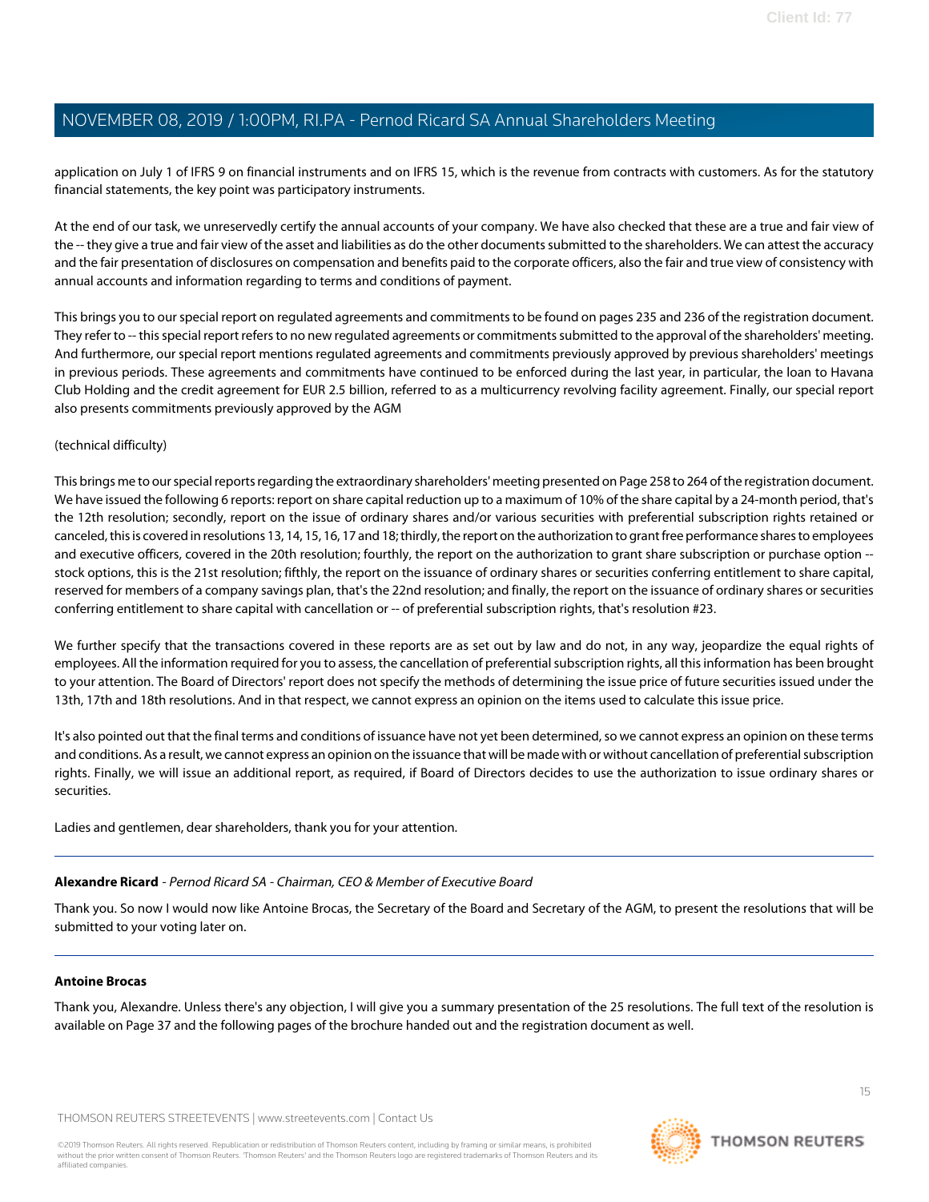application on July 1 of IFRS 9 on financial instruments and on IFRS 15, which is the revenue from contracts with customers. As for the statutory financial statements, the key point was participatory instruments.

At the end of our task, we unreservedly certify the annual accounts of your company. We have also checked that these are a true and fair view of the -- they give a true and fair view of the asset and liabilities as do the other documents submitted to the shareholders. We can attest the accuracy and the fair presentation of disclosures on compensation and benefits paid to the corporate officers, also the fair and true view of consistency with annual accounts and information regarding to terms and conditions of payment.

This brings you to our special report on regulated agreements and commitments to be found on pages 235 and 236 of the registration document. They refer to -- this special report refers to no new regulated agreements or commitments submitted to the approval of the shareholders' meeting. And furthermore, our special report mentions regulated agreements and commitments previously approved by previous shareholders' meetings in previous periods. These agreements and commitments have continued to be enforced during the last year, in particular, the loan to Havana Club Holding and the credit agreement for EUR 2.5 billion, referred to as a multicurrency revolving facility agreement. Finally, our special report also presents commitments previously approved by the AGM

(technical difficulty)

This brings me to our special reports regarding the extraordinary shareholders' meeting presented on Page 258 to 264 of the registration document. We have issued the following 6 reports: report on share capital reduction up to a maximum of 10% of the share capital by a 24-month period, that's the 12th resolution; secondly, report on the issue of ordinary shares and/or various securities with preferential subscription rights retained or canceled, this is covered in resolutions 13, 14, 15, 16, 17 and 18; thirdly, the report on the authorization to grant free performance shares to employees and executive officers, covered in the 20th resolution; fourthly, the report on the authorization to grant share subscription or purchase option -- stock options, this is the 21st resolution; fifthly, the report on the issuance of ordinary shares or securities conferring entitlement to share capital, reserved for members of a company savings plan, that's the 22nd resolution; and finally, the report on the issuance of ordinary shares or securities conferring entitlement to share capital with cancellation or -- of preferential subscription rights, that's resolution #23.

We further specify that the transactions covered in these reports are as set out by law and do not, in any way, jeopardize the equal rights of employees. All the information required for you to assess, the cancellation of preferential subscription rights, all this information has been brought to your attention. The Board of Directors' report does not specify the methods of determining the issue price of future securities issued under the 13th, 17th and 18th resolutions. And in that respect, we cannot express an opinion on the items used to calculate this issue price.

It's also pointed out that the final terms and conditions of issuance have not yet been determined, so we cannot express an opinion on these terms and conditions. As a result, we cannot express an opinion on the issuance that will be made with or without cancellation of preferential subscription rights. Finally, we will issue an additional report, as required, if Board of Directors decides to use the authorization to issue ordinary shares or securities.

Ladies and gentlemen, dear shareholders, thank you for your attention.

---

**Alexandre Ricard** - *Pernod Ricard SA - Chairman, CEO & Member of Executive Board*

Thank you. So now I would now like Antoine Brocas, the Secretary of the Board and Secretary of the AGM, to present the resolutions that will be submitted to your voting later on.

---

**Antoine Brocas**

Thank you, Alexandre. Unless there's any objection, I will give you a summary presentation of the 25 resolutions. The full text of the resolution is available on Page 37 and the following pages of the brochure handed out and the registration document as well.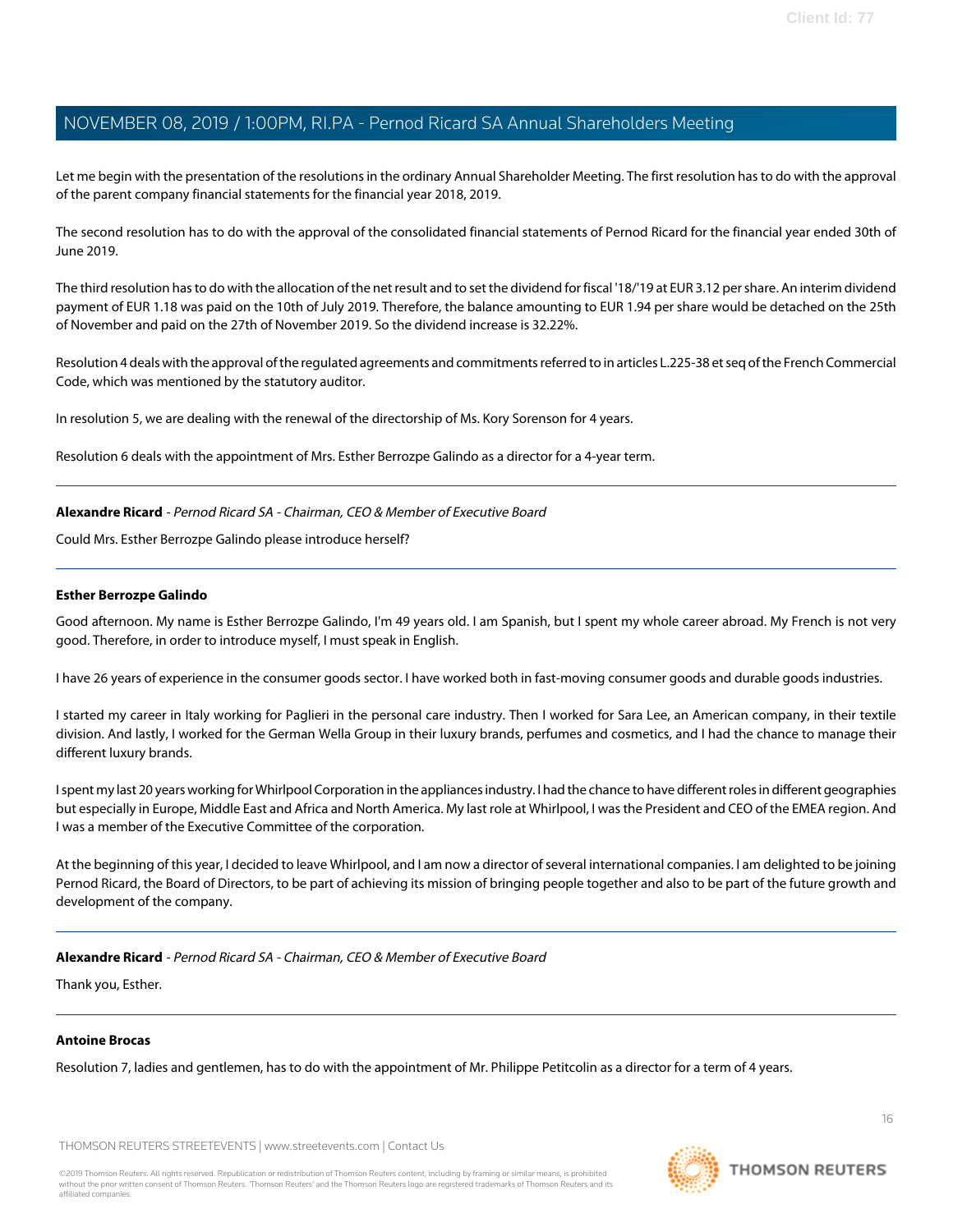Let me begin with the presentation of the resolutions in the ordinary Annual Shareholder Meeting. The first resolution has to do with the approval of the parent company financial statements for the financial year 2018, 2019.

The second resolution has to do with the approval of the consolidated financial statements of Pernod Ricard for the financial year ended 30th of June 2019.

The third resolution has to do with the allocation of the net result and to set the dividend for fiscal '18/'19 at EUR 3.12 per share. An interim dividend payment of EUR 1.18 was paid on the 10th of July 2019. Therefore, the balance amounting to EUR 1.94 per share would be detached on the 25th of November and paid on the 27th of November 2019. So the dividend increase is 32.22%.

Resolution 4 deals with the approval of the regulated agreements and commitments referred to in articles L.225-38 et seq of the French Commercial Code, which was mentioned by the statutory auditor.

In resolution 5, we are dealing with the renewal of the directorship of Ms. Kory Sorenson for 4 years.

Resolution 6 deals with the appointment of Mrs. Esther Berrozpe Galindo as a director for a 4-year term.

---

**Alexandre Ricard** - *Pernod Ricard SA - Chairman, CEO & Member of Executive Board*

Could Mrs. Esther Berrozpe Galindo please introduce herself?

---

**Esther Berrozpe Galindo**

Good afternoon. My name is Esther Berrozpe Galindo, I'm 49 years old. I am Spanish, but I spent my whole career abroad. My French is not very good. Therefore, in order to introduce myself, I must speak in English.

I have 26 years of experience in the consumer goods sector. I have worked both in fast-moving consumer goods and durable goods industries.

I started my career in Italy working for Paglieri in the personal care industry. Then I worked for Sara Lee, an American company, in their textile division. And lastly, I worked for the German Wella Group in their luxury brands, perfumes and cosmetics, and I had the chance to manage their different luxury brands.

I spent my last 20 years working for Whirlpool Corporation in the appliances industry. I had the chance to have different roles in different geographies but especially in Europe, Middle East and Africa and North America. My last role at Whirlpool, I was the President and CEO of the EMEA region. And I was a member of the Executive Committee of the corporation.

At the beginning of this year, I decided to leave Whirlpool, and I am now a director of several international companies. I am delighted to be joining Pernod Ricard, the Board of Directors, to be part of achieving its mission of bringing people together and also to be part of the future growth and development of the company.

---

**Alexandre Ricard** - *Pernod Ricard SA - Chairman, CEO & Member of Executive Board*

Thank you, Esther.

---

**Antoine Brocas**

Resolution 7, ladies and gentlemen, has to do with the appointment of Mr. Philippe Petitcolin as a director for a term of 4 years.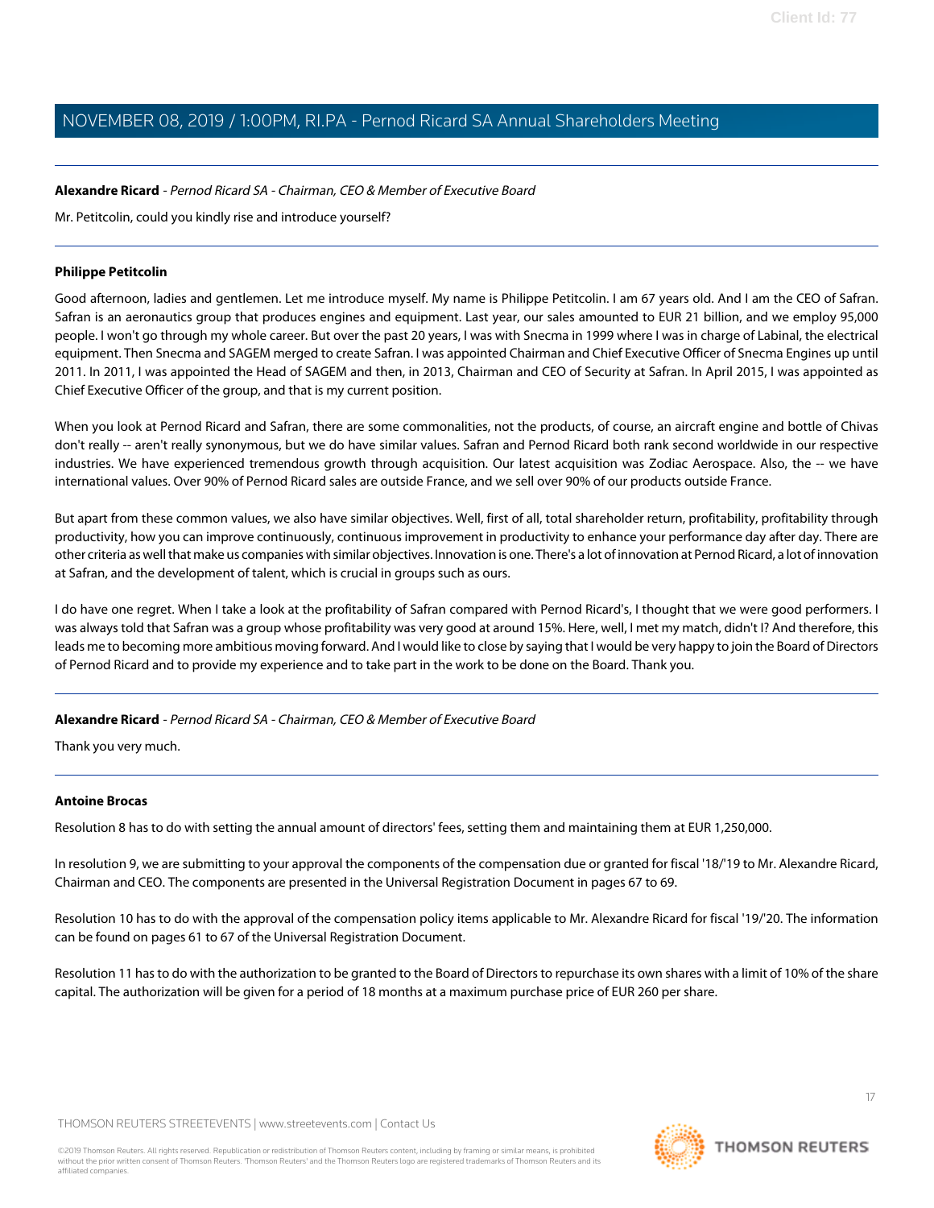**Alexandre Ricard** - *Pernod Ricard SA - Chairman, CEO & Member of Executive Board*

Mr. Petitcolin, could you kindly rise and introduce yourself?

---

**Philippe Petitcolin**

Good afternoon, ladies and gentlemen. Let me introduce myself. My name is Philippe Petitcolin. I am 67 years old. And I am the CEO of Safran. Safran is an aeronautics group that produces engines and equipment. Last year, our sales amounted to EUR 21 billion, and we employ 95,000 people. I won't go through my whole career. But over the past 20 years, I was with Snecma in 1999 where I was in charge of Labinal, the electrical equipment. Then Snecma and SAGEM merged to create Safran. I was appointed Chairman and Chief Executive Officer of Snecma Engines up until 2011. In 2011, I was appointed the Head of SAGEM and then, in 2013, Chairman and CEO of Security at Safran. In April 2015, I was appointed as Chief Executive Officer of the group, and that is my current position.

When you look at Pernod Ricard and Safran, there are some commonalities, not the products, of course, an aircraft engine and bottle of Chivas don't really -- aren't really synonymous, but we do have similar values. Safran and Pernod Ricard both rank second worldwide in our respective industries. We have experienced tremendous growth through acquisition. Our latest acquisition was Zodiac Aerospace. Also, the -- we have international values. Over 90% of Pernod Ricard sales are outside France, and we sell over 90% of our products outside France.

But apart from these common values, we also have similar objectives. Well, first of all, total shareholder return, profitability, profitability through productivity, how you can improve continuously, continuous improvement in productivity to enhance your performance day after day. There are other criteria as well that make us companies with similar objectives. Innovation is one. There's a lot of innovation at Pernod Ricard, a lot of innovation at Safran, and the development of talent, which is crucial in groups such as ours.

I do have one regret. When I take a look at the profitability of Safran compared with Pernod Ricard's, I thought that we were good performers. I was always told that Safran was a group whose profitability was very good at around 15%. Here, well, I met my match, didn't I? And therefore, this leads me to becoming more ambitious moving forward. And I would like to close by saying that I would be very happy to join the Board of Directors of Pernod Ricard and to provide my experience and to take part in the work to be done on the Board. Thank you.

---

**Alexandre Ricard** - *Pernod Ricard SA - Chairman, CEO & Member of Executive Board*

Thank you very much.

---

**Antoine Brocas**

Resolution 8 has to do with setting the annual amount of directors' fees, setting them and maintaining them at EUR 1,250,000.

In resolution 9, we are submitting to your approval the components of the compensation due or granted for fiscal '18/'19 to Mr. Alexandre Ricard, Chairman and CEO. The components are presented in the Universal Registration Document in pages 67 to 69.

Resolution 10 has to do with the approval of the compensation policy items applicable to Mr. Alexandre Ricard for fiscal '19/'20. The information can be found on pages 61 to 67 of the Universal Registration Document.

Resolution 11 has to do with the authorization to be granted to the Board of Directors to repurchase its own shares with a limit of 10% of the share capital. The authorization will be given for a period of 18 months at a maximum purchase price of EUR 260 per share.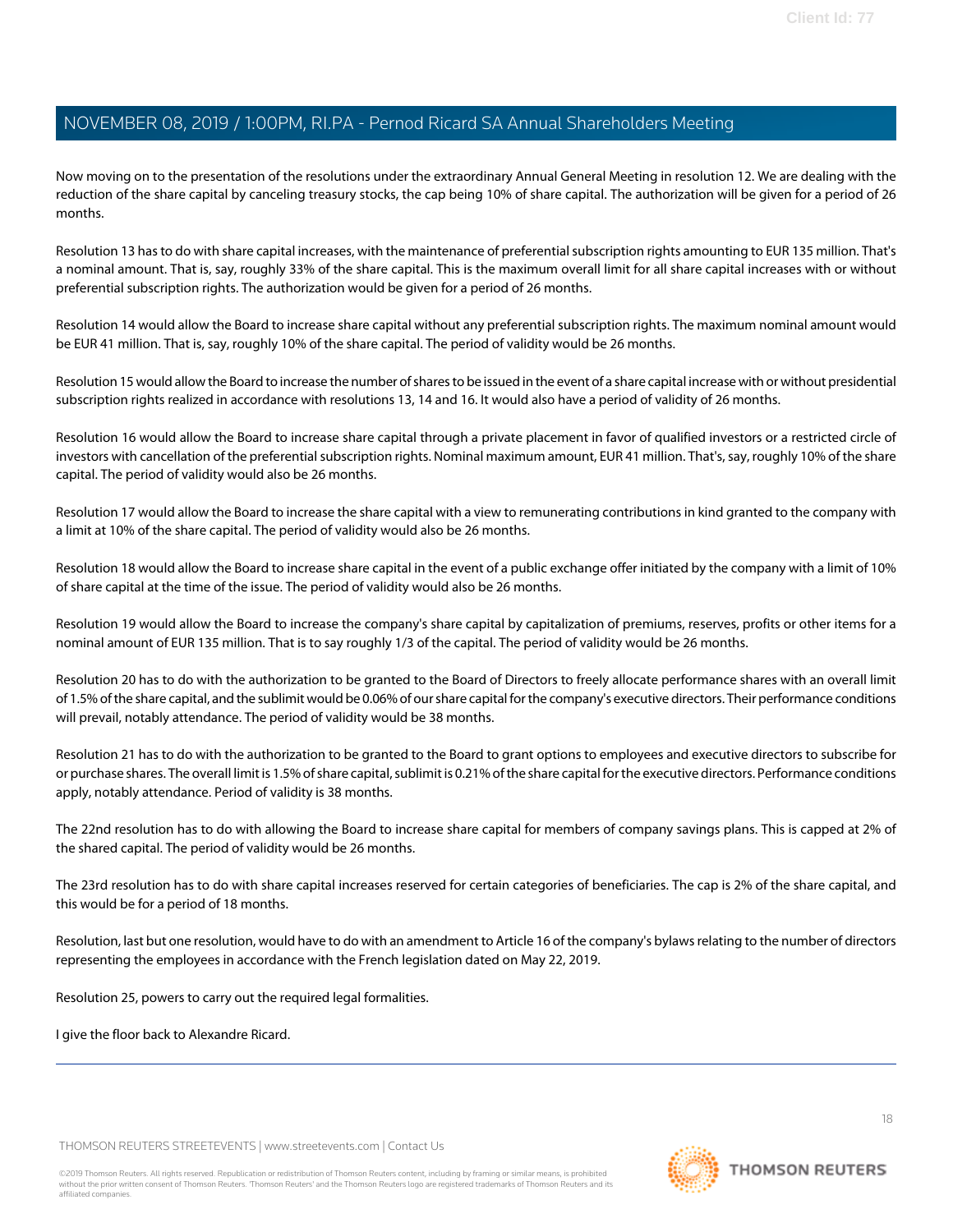Now moving on to the presentation of the resolutions under the extraordinary Annual General Meeting in resolution 12. We are dealing with the reduction of the share capital by canceling treasury stocks, the cap being 10% of share capital. The authorization will be given for a period of 26 months.

Resolution 13 has to do with share capital increases, with the maintenance of preferential subscription rights amounting to EUR 135 million. That's a nominal amount. That is, say, roughly 33% of the share capital. This is the maximum overall limit for all share capital increases with or without preferential subscription rights. The authorization would be given for a period of 26 months.

Resolution 14 would allow the Board to increase share capital without any preferential subscription rights. The maximum nominal amount would be EUR 41 million. That is, say, roughly 10% of the share capital. The period of validity would be 26 months.

Resolution 15 would allow the Board to increase the number of shares to be issued in the event of a share capital increase with or without presidential subscription rights realized in accordance with resolutions 13, 14 and 16. It would also have a period of validity of 26 months.

Resolution 16 would allow the Board to increase share capital through a private placement in favor of qualified investors or a restricted circle of investors with cancellation of the preferential subscription rights. Nominal maximum amount, EUR 41 million. That's, say, roughly 10% of the share capital. The period of validity would also be 26 months.

Resolution 17 would allow the Board to increase the share capital with a view to remunerating contributions in kind granted to the company with a limit at 10% of the share capital. The period of validity would also be 26 months.

Resolution 18 would allow the Board to increase share capital in the event of a public exchange offer initiated by the company with a limit of 10% of share capital at the time of the issue. The period of validity would also be 26 months.

Resolution 19 would allow the Board to increase the company's share capital by capitalization of premiums, reserves, profits or other items for a nominal amount of EUR 135 million. That is to say roughly 1/3 of the capital. The period of validity would be 26 months.

Resolution 20 has to do with the authorization to be granted to the Board of Directors to freely allocate performance shares with an overall limit of 1.5% of the share capital, and the sublimit would be 0.06% of our share capital for the company's executive directors. Their performance conditions will prevail, notably attendance. The period of validity would be 38 months.

Resolution 21 has to do with the authorization to be granted to the Board to grant options to employees and executive directors to subscribe for or purchase shares. The overall limit is 1.5% of share capital, sublimit is 0.21% of the share capital for the executive directors. Performance conditions apply, notably attendance. Period of validity is 38 months.

The 22nd resolution has to do with allowing the Board to increase share capital for members of company savings plans. This is capped at 2% of the shared capital. The period of validity would be 26 months.

The 23rd resolution has to do with share capital increases reserved for certain categories of beneficiaries. The cap is 2% of the share capital, and this would be for a period of 18 months.

Resolution, last but one resolution, would have to do with an amendment to Article 16 of the company's bylaws relating to the number of directors representing the employees in accordance with the French legislation dated on May 22, 2019.

Resolution 25, powers to carry out the required legal formalities.

I give the floor back to Alexandre Ricard.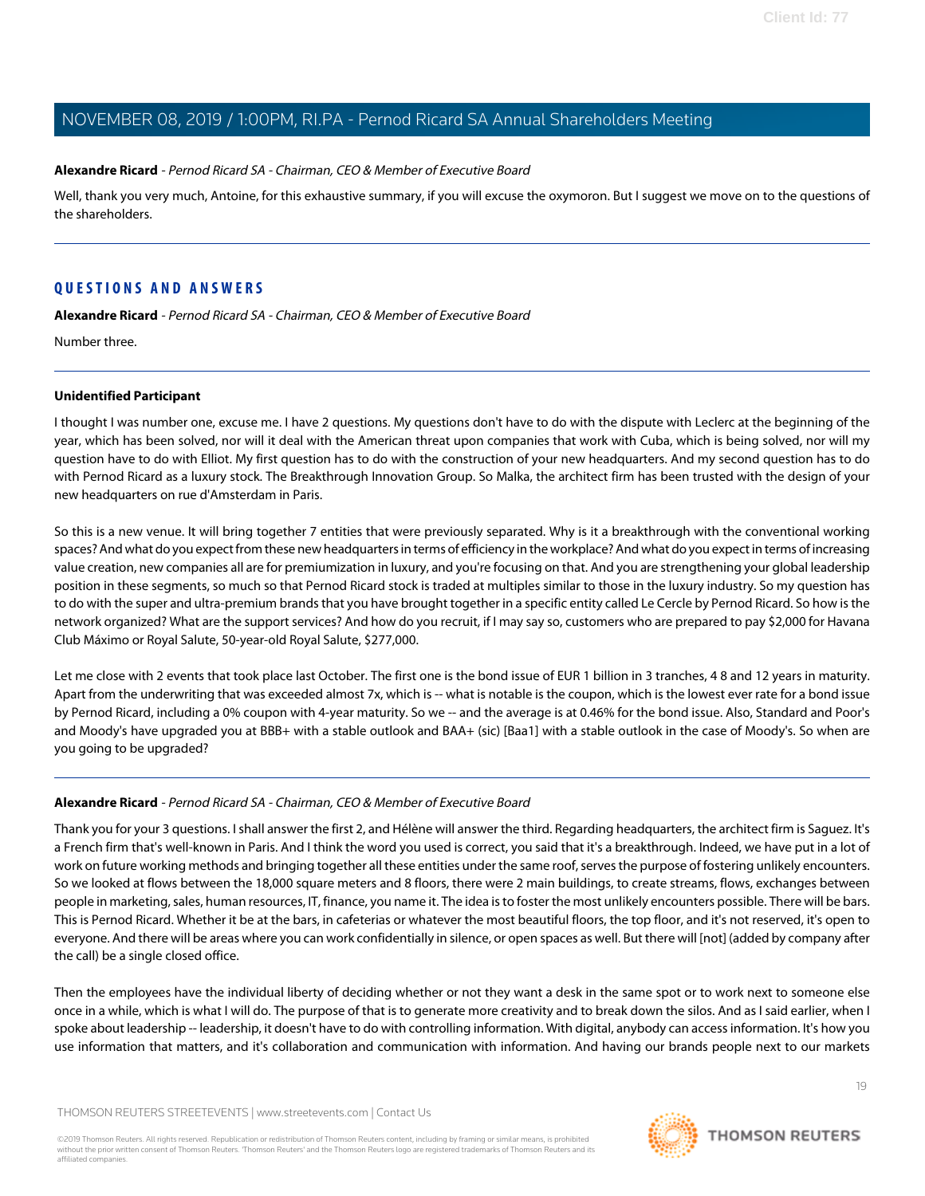**Alexandre Ricard** - *Pernod Ricard SA - Chairman, CEO & Member of Executive Board*

Well, thank you very much, Antoine, for this exhaustive summary, if you will excuse the oxymoron. But I suggest we move on to the questions of the shareholders.

---

## QUESTIONS AND ANSWERS

**Alexandre Ricard** - *Pernod Ricard SA - Chairman, CEO & Member of Executive Board*

Number three.

---

**Unidentified Participant**

I thought I was number one, excuse me. I have 2 questions. My questions don't have to do with the dispute with Leclerc at the beginning of the year, which has been solved, nor will it deal with the American threat upon companies that work with Cuba, which is being solved, nor will my question have to do with Elliot. My first question has to do with the construction of your new headquarters. And my second question has to do with Pernod Ricard as a luxury stock. The Breakthrough Innovation Group. So Malka, the architect firm has been trusted with the design of your new headquarters on rue d'Amsterdam in Paris.

So this is a new venue. It will bring together 7 entities that were previously separated. Why is it a breakthrough with the conventional working spaces? And what do you expect from these new headquarters in terms of efficiency in the workplace? And what do you expect in terms of increasing value creation, new companies all are for premiumization in luxury, and you're focusing on that. And you are strengthening your global leadership position in these segments, so much so that Pernod Ricard stock is traded at multiples similar to those in the luxury industry. So my question has to do with the super and ultra-premium brands that you have brought together in a specific entity called Le Cercle by Pernod Ricard. So how is the network organized? What are the support services? And how do you recruit, if I may say so, customers who are prepared to pay $2,000 for Havana Club Máximo or Royal Salute, 50-year-old Royal Salute, $277,000.

Let me close with 2 events that took place last October. The first one is the bond issue of EUR 1 billion in 3 tranches, 4 8 and 12 years in maturity. Apart from the underwriting that was exceeded almost 7x, which is -- what is notable is the coupon, which is the lowest ever rate for a bond issue by Pernod Ricard, including a 0% coupon with 4-year maturity. So we -- and the average is at 0.46% for the bond issue. Also, Standard and Poor's and Moody's have upgraded you at BBB+ with a stable outlook and BAA+ (sic) [Baa1] with a stable outlook in the case of Moody's. So when are you going to be upgraded?

---

**Alexandre Ricard** - *Pernod Ricard SA - Chairman, CEO & Member of Executive Board*

Thank you for your 3 questions. I shall answer the first 2, and Hélène will answer the third. Regarding headquarters, the architect firm is Saguez. It's a French firm that's well-known in Paris. And I think the word you used is correct, you said that it's a breakthrough. Indeed, we have put in a lot of work on future working methods and bringing together all these entities under the same roof, serves the purpose of fostering unlikely encounters. So we looked at flows between the 18,000 square meters and 8 floors, there were 2 main buildings, to create streams, flows, exchanges between people in marketing, sales, human resources, IT, finance, you name it. The idea is to foster the most unlikely encounters possible. There will be bars. This is Pernod Ricard. Whether it be at the bars, in cafeterias or whatever the most beautiful floors, the top floor, and it's not reserved, it's open to everyone. And there will be areas where you can work confidentially in silence, or open spaces as well. But there will [not] (added by company after the call) be a single closed office.

Then the employees have the individual liberty of deciding whether or not they want a desk in the same spot or to work next to someone else once in a while, which is what I will do. The purpose of that is to generate more creativity and to break down the silos. And as I said earlier, when I spoke about leadership -- leadership, it doesn't have to do with controlling information. With digital, anybody can access information. It's how you use information that matters, and it's collaboration and communication with information. And having our brands people next to our markets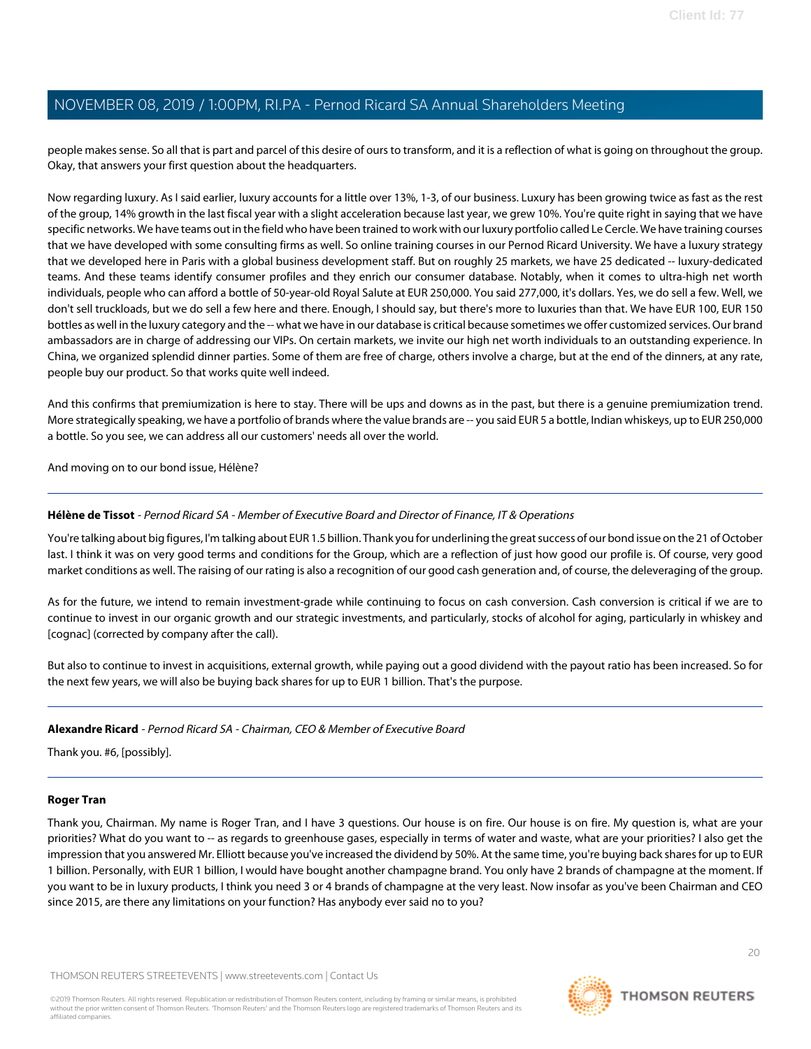people makes sense. So all that is part and parcel of this desire of ours to transform, and it is a reflection of what is going on throughout the group. Okay, that answers your first question about the headquarters.

Now regarding luxury. As I said earlier, luxury accounts for a little over 13%, 1-3, of our business. Luxury has been growing twice as fast as the rest of the group, 14% growth in the last fiscal year with a slight acceleration because last year, we grew 10%. You're quite right in saying that we have specific networks. We have teams out in the field who have been trained to work with our luxury portfolio called Le Cercle. We have training courses that we have developed with some consulting firms as well. So online training courses in our Pernod Ricard University. We have a luxury strategy that we developed here in Paris with a global business development staff. But on roughly 25 markets, we have 25 dedicated -- luxury-dedicated teams. And these teams identify consumer profiles and they enrich our consumer database. Notably, when it comes to ultra-high net worth individuals, people who can afford a bottle of 50-year-old Royal Salute at EUR 250,000. You said 277,000, it's dollars. Yes, we do sell a few. Well, we don't sell truckloads, but we do sell a few here and there. Enough, I should say, but there's more to luxuries than that. We have EUR 100, EUR 150 bottles as well in the luxury category and the -- what we have in our database is critical because sometimes we offer customized services. Our brand ambassadors are in charge of addressing our VIPs. On certain markets, we invite our high net worth individuals to an outstanding experience. In China, we organized splendid dinner parties. Some of them are free of charge, others involve a charge, but at the end of the dinners, at any rate, people buy our product. So that works quite well indeed.

And this confirms that premiumization is here to stay. There will be ups and downs as in the past, but there is a genuine premiumization trend. More strategically speaking, we have a portfolio of brands where the value brands are -- you said EUR 5 a bottle, Indian whiskeys, up to EUR 250,000 a bottle. So you see, we can address all our customers' needs all over the world.

And moving on to our bond issue, Hélène?

---

**Hélène de Tissot** - *Pernod Ricard SA - Member of Executive Board and Director of Finance, IT & Operations*

You're talking about big figures, I'm talking about EUR 1.5 billion. Thank you for underlining the great success of our bond issue on the 21 of October last. I think it was on very good terms and conditions for the Group, which are a reflection of just how good our profile is. Of course, very good market conditions as well. The raising of our rating is also a recognition of our good cash generation and, of course, the deleveraging of the group.

As for the future, we intend to remain investment-grade while continuing to focus on cash conversion. Cash conversion is critical if we are to continue to invest in our organic growth and our strategic investments, and particularly, stocks of alcohol for aging, particularly in whiskey and [cognac] (corrected by company after the call).

But also to continue to invest in acquisitions, external growth, while paying out a good dividend with the payout ratio has been increased. So for the next few years, we will also be buying back shares for up to EUR 1 billion. That's the purpose.

---

**Alexandre Ricard** - *Pernod Ricard SA - Chairman, CEO & Member of Executive Board*

Thank you. #6, [possibly].

---

**Roger Tran**

Thank you, Chairman. My name is Roger Tran, and I have 3 questions. Our house is on fire. Our house is on fire. My question is, what are your priorities? What do you want to -- as regards to greenhouse gases, especially in terms of water and waste, what are your priorities? I also get the impression that you answered Mr. Elliott because you've increased the dividend by 50%. At the same time, you're buying back shares for up to EUR 1 billion. Personally, with EUR 1 billion, I would have bought another champagne brand. You only have 2 brands of champagne at the moment. If you want to be in luxury products, I think you need 3 or 4 brands of champagne at the very least. Now insofar as you've been Chairman and CEO since 2015, are there any limitations on your function? Has anybody ever said no to you?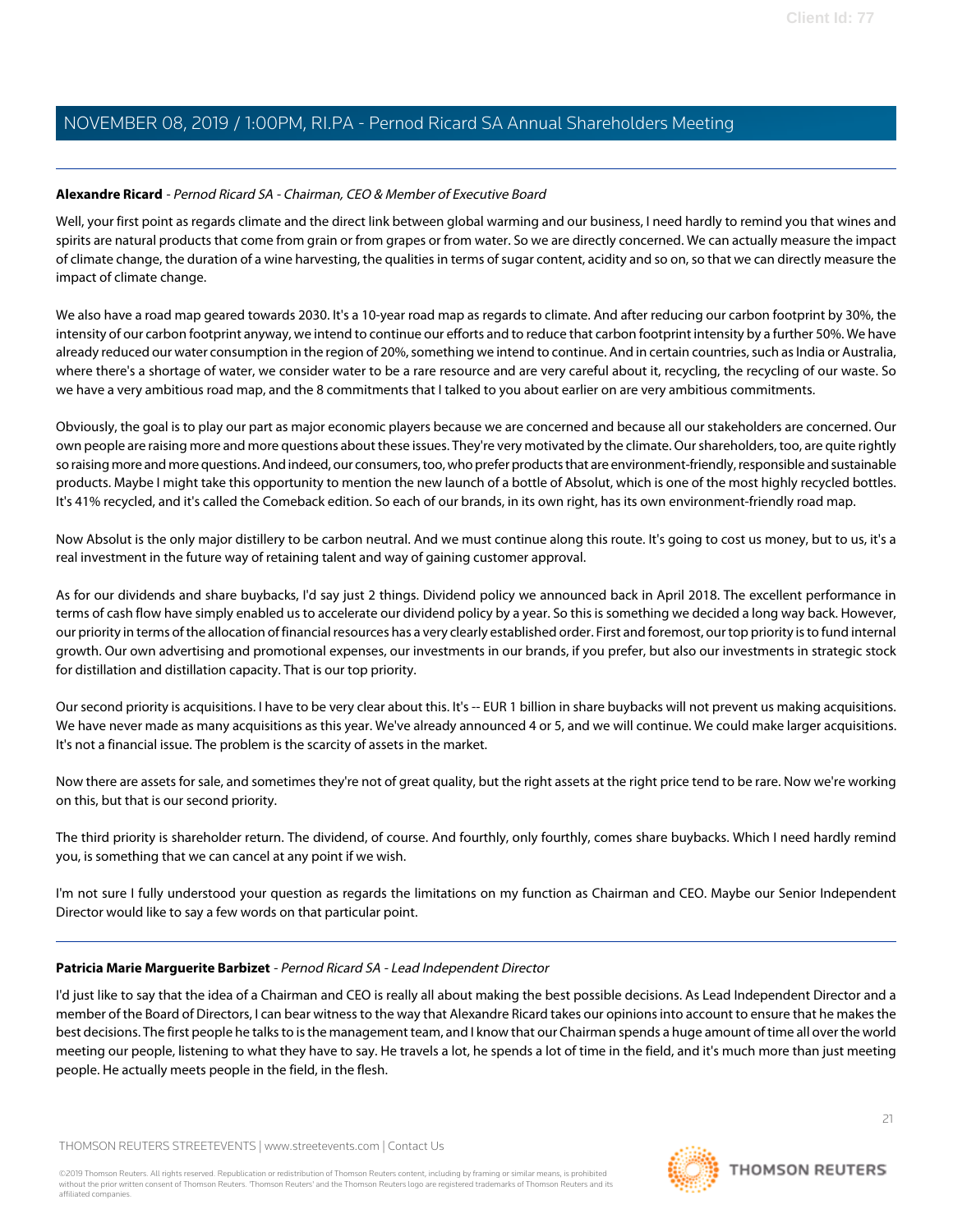**Alexandre Ricard** - *Pernod Ricard SA - Chairman, CEO & Member of Executive Board*

Well, your first point as regards climate and the direct link between global warming and our business, I need hardly to remind you that wines and spirits are natural products that come from grain or from grapes or from water. So we are directly concerned. We can actually measure the impact of climate change, the duration of a wine harvesting, the qualities in terms of sugar content, acidity and so on, so that we can directly measure the impact of climate change.

We also have a road map geared towards 2030. It's a 10-year road map as regards to climate. And after reducing our carbon footprint by 30%, the intensity of our carbon footprint anyway, we intend to continue our efforts and to reduce that carbon footprint intensity by a further 50%. We have already reduced our water consumption in the region of 20%, something we intend to continue. And in certain countries, such as India or Australia, where there's a shortage of water, we consider water to be a rare resource and are very careful about it, recycling, the recycling of our waste. So we have a very ambitious road map, and the 8 commitments that I talked to you about earlier on are very ambitious commitments.

Obviously, the goal is to play our part as major economic players because we are concerned and because all our stakeholders are concerned. Our own people are raising more and more questions about these issues. They're very motivated by the climate. Our shareholders, too, are quite rightly so raising more and more questions. And indeed, our consumers, too, who prefer products that are environment-friendly, responsible and sustainable products. Maybe I might take this opportunity to mention the new launch of a bottle of Absolut, which is one of the most highly recycled bottles. It's 41% recycled, and it's called the Comeback edition. So each of our brands, in its own right, has its own environment-friendly road map.

Now Absolut is the only major distillery to be carbon neutral. And we must continue along this route. It's going to cost us money, but to us, it's a real investment in the future way of retaining talent and way of gaining customer approval.

As for our dividends and share buybacks, I'd say just 2 things. Dividend policy we announced back in April 2018. The excellent performance in terms of cash flow have simply enabled us to accelerate our dividend policy by a year. So this is something we decided a long way back. However, our priority in terms of the allocation of financial resources has a very clearly established order. First and foremost, our top priority is to fund internal growth. Our own advertising and promotional expenses, our investments in our brands, if you prefer, but also our investments in strategic stock for distillation and distillation capacity. That is our top priority.

Our second priority is acquisitions. I have to be very clear about this. It's -- EUR 1 billion in share buybacks will not prevent us making acquisitions. We have never made as many acquisitions as this year. We've already announced 4 or 5, and we will continue. We could make larger acquisitions. It's not a financial issue. The problem is the scarcity of assets in the market.

Now there are assets for sale, and sometimes they're not of great quality, but the right assets at the right price tend to be rare. Now we're working on this, but that is our second priority.

The third priority is shareholder return. The dividend, of course. And fourthly, only fourthly, comes share buybacks. Which I need hardly remind you, is something that we can cancel at any point if we wish.

I'm not sure I fully understood your question as regards the limitations on my function as Chairman and CEO. Maybe our Senior Independent Director would like to say a few words on that particular point.

---

**Patricia Marie Marguerite Barbizet** - *Pernod Ricard SA - Lead Independent Director*

I'd just like to say that the idea of a Chairman and CEO is really all about making the best possible decisions. As Lead Independent Director and a member of the Board of Directors, I can bear witness to the way that Alexandre Ricard takes our opinions into account to ensure that he makes the best decisions. The first people he talks to is the management team, and I know that our Chairman spends a huge amount of time all over the world meeting our people, listening to what they have to say. He travels a lot, he spends a lot of time in the field, and it's much more than just meeting people. He actually meets people in the field, in the flesh.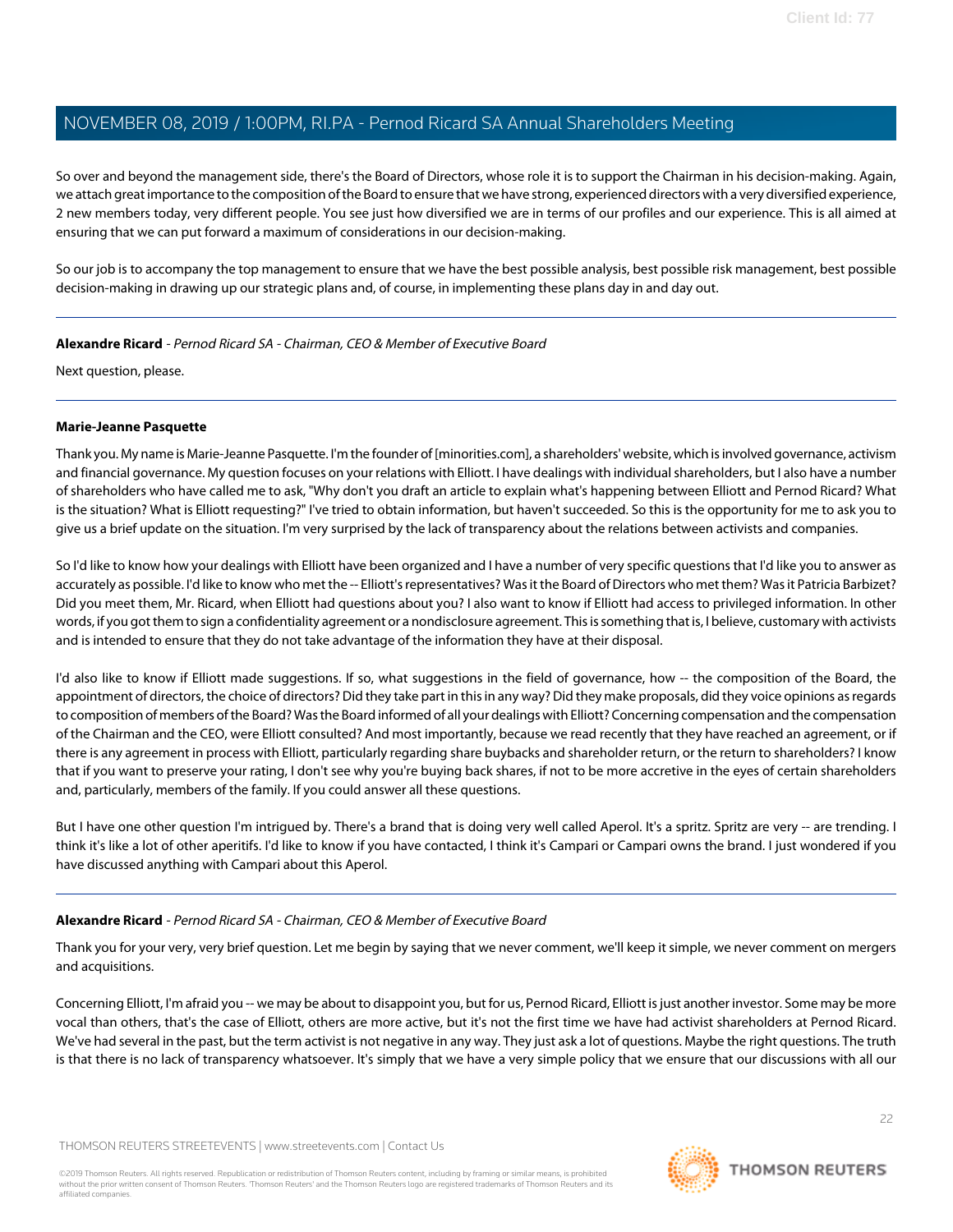So over and beyond the management side, there's the Board of Directors, whose role it is to support the Chairman in his decision-making. Again, we attach great importance to the composition of the Board to ensure that we have strong, experienced directors with a very diversified experience, 2 new members today, very different people. You see just how diversified we are in terms of our profiles and our experience. This is all aimed at ensuring that we can put forward a maximum of considerations in our decision-making.

So our job is to accompany the top management to ensure that we have the best possible analysis, best possible risk management, best possible decision-making in drawing up our strategic plans and, of course, in implementing these plans day in and day out.

---

**Alexandre Ricard** - *Pernod Ricard SA - Chairman, CEO & Member of Executive Board*

Next question, please.

---

**Marie-Jeanne Pasquette**

Thank you. My name is Marie-Jeanne Pasquette. I'm the founder of [minorities.com], a shareholders' website, which is involved governance, activism and financial governance. My question focuses on your relations with Elliott. I have dealings with individual shareholders, but I also have a number of shareholders who have called me to ask, "Why don't you draft an article to explain what's happening between Elliott and Pernod Ricard? What is the situation? What is Elliott requesting?" I've tried to obtain information, but haven't succeeded. So this is the opportunity for me to ask you to give us a brief update on the situation. I'm very surprised by the lack of transparency about the relations between activists and companies.

So I'd like to know how your dealings with Elliott have been organized and I have a number of very specific questions that I'd like you to answer as accurately as possible. I'd like to know who met the -- Elliott's representatives? Was it the Board of Directors who met them? Was it Patricia Barbizet? Did you meet them, Mr. Ricard, when Elliott had questions about you? I also want to know if Elliott had access to privileged information. In other words, if you got them to sign a confidentiality agreement or a nondisclosure agreement. This is something that is, I believe, customary with activists and is intended to ensure that they do not take advantage of the information they have at their disposal.

I'd also like to know if Elliott made suggestions. If so, what suggestions in the field of governance, how -- the composition of the Board, the appointment of directors, the choice of directors? Did they take part in this in any way? Did they make proposals, did they voice opinions as regards to composition of members of the Board? Was the Board informed of all your dealings with Elliott? Concerning compensation and the compensation of the Chairman and the CEO, were Elliott consulted? And most importantly, because we read recently that they have reached an agreement, or if there is any agreement in process with Elliott, particularly regarding share buybacks and shareholder return, or the return to shareholders? I know that if you want to preserve your rating, I don't see why you're buying back shares, if not to be more accretive in the eyes of certain shareholders and, particularly, members of the family. If you could answer all these questions.

But I have one other question I'm intrigued by. There's a brand that is doing very well called Aperol. It's a spritz. Spritz are very -- are trending. I think it's like a lot of other aperitifs. I'd like to know if you have contacted, I think it's Campari or Campari owns the brand. I just wondered if you have discussed anything with Campari about this Aperol.

---

**Alexandre Ricard** - *Pernod Ricard SA - Chairman, CEO & Member of Executive Board*

Thank you for your very, very brief question. Let me begin by saying that we never comment, we'll keep it simple, we never comment on mergers and acquisitions.

Concerning Elliott, I'm afraid you -- we may be about to disappoint you, but for us, Pernod Ricard, Elliott is just another investor. Some may be more vocal than others, that's the case of Elliott, others are more active, but it's not the first time we have had activist shareholders at Pernod Ricard. We've had several in the past, but the term activist is not negative in any way. They just ask a lot of questions. Maybe the right questions. The truth is that there is no lack of transparency whatsoever. It's simply that we have a very simple policy that we ensure that our discussions with all our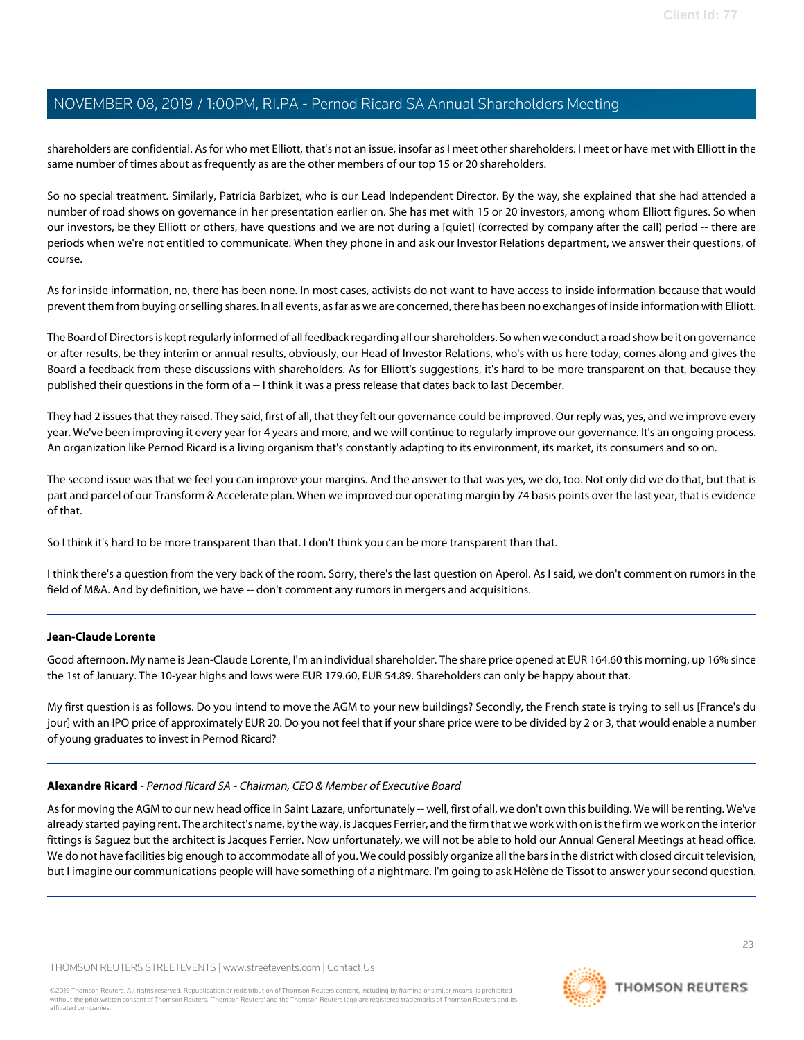shareholders are confidential. As for who met Elliott, that's not an issue, insofar as I meet other shareholders. I meet or have met with Elliott in the same number of times about as frequently as are the other members of our top 15 or 20 shareholders.

So no special treatment. Similarly, Patricia Barbizet, who is our Lead Independent Director. By the way, she explained that she had attended a number of road shows on governance in her presentation earlier on. She has met with 15 or 20 investors, among whom Elliott figures. So when our investors, be they Elliott or others, have questions and we are not during a [quiet] (corrected by company after the call) period -- there are periods when we're not entitled to communicate. When they phone in and ask our Investor Relations department, we answer their questions, of course.

As for inside information, no, there has been none. In most cases, activists do not want to have access to inside information because that would prevent them from buying or selling shares. In all events, as far as we are concerned, there has been no exchanges of inside information with Elliott.

The Board of Directors is kept regularly informed of all feedback regarding all our shareholders. So when we conduct a road show be it on governance or after results, be they interim or annual results, obviously, our Head of Investor Relations, who's with us here today, comes along and gives the Board a feedback from these discussions with shareholders. As for Elliott's suggestions, it's hard to be more transparent on that, because they published their questions in the form of a -- I think it was a press release that dates back to last December.

They had 2 issues that they raised. They said, first of all, that they felt our governance could be improved. Our reply was, yes, and we improve every year. We've been improving it every year for 4 years and more, and we will continue to regularly improve our governance. It's an ongoing process. An organization like Pernod Ricard is a living organism that's constantly adapting to its environment, its market, its consumers and so on.

The second issue was that we feel you can improve your margins. And the answer to that was yes, we do, too. Not only did we do that, but that is part and parcel of our Transform & Accelerate plan. When we improved our operating margin by 74 basis points over the last year, that is evidence of that.

So I think it's hard to be more transparent than that. I don't think you can be more transparent than that.

I think there's a question from the very back of the room. Sorry, there's the last question on Aperol. As I said, we don't comment on rumors in the field of M&A. And by definition, we have -- don't comment any rumors in mergers and acquisitions.

---

**Jean-Claude Lorente**

Good afternoon. My name is Jean-Claude Lorente, I'm an individual shareholder. The share price opened at EUR 164.60 this morning, up 16% since the 1st of January. The 10-year highs and lows were EUR 179.60, EUR 54.89. Shareholders can only be happy about that.

My first question is as follows. Do you intend to move the AGM to your new buildings? Secondly, the French state is trying to sell us [France's du jour] with an IPO price of approximately EUR 20. Do you not feel that if your share price were to be divided by 2 or 3, that would enable a number of young graduates to invest in Pernod Ricard?

---

**Alexandre Ricard** *- Pernod Ricard SA - Chairman, CEO & Member of Executive Board*

As for moving the AGM to our new head office in Saint Lazare, unfortunately -- well, first of all, we don't own this building. We will be renting. We've already started paying rent. The architect's name, by the way, is Jacques Ferrier, and the firm that we work with on is the firm we work on the interior fittings is Saguez but the architect is Jacques Ferrier. Now unfortunately, we will not be able to hold our Annual General Meetings at head office. We do not have facilities big enough to accommodate all of you. We could possibly organize all the bars in the district with closed circuit television, but I imagine our communications people will have something of a nightmare. I'm going to ask Hélène de Tissot to answer your second question.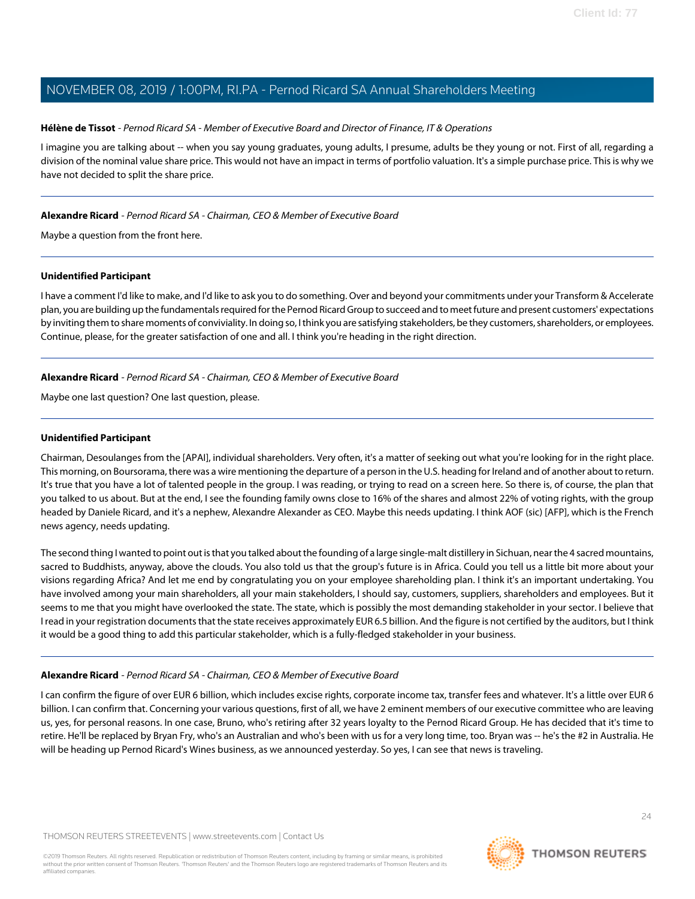**Hélène de Tissot** - *Pernod Ricard SA - Member of Executive Board and Director of Finance, IT & Operations*

I imagine you are talking about -- when you say young graduates, young adults, I presume, adults be they young or not. First of all, regarding a division of the nominal value share price. This would not have an impact in terms of portfolio valuation. It's a simple purchase price. This is why we have not decided to split the share price.

---

**Alexandre Ricard** - *Pernod Ricard SA - Chairman, CEO & Member of Executive Board*

Maybe a question from the front here.

---

**Unidentified Participant**

I have a comment I'd like to make, and I'd like to ask you to do something. Over and beyond your commitments under your Transform & Accelerate plan, you are building up the fundamentals required for the Pernod Ricard Group to succeed and to meet future and present customers' expectations by inviting them to share moments of conviviality. In doing so, I think you are satisfying stakeholders, be they customers, shareholders, or employees. Continue, please, for the greater satisfaction of one and all. I think you're heading in the right direction.

---

**Alexandre Ricard** - *Pernod Ricard SA - Chairman, CEO & Member of Executive Board*

Maybe one last question? One last question, please.

---

**Unidentified Participant**

Chairman, Desoulanges from the [APAI], individual shareholders. Very often, it's a matter of seeking out what you're looking for in the right place. This morning, on Boursorama, there was a wire mentioning the departure of a person in the U.S. heading for Ireland and of another about to return. It's true that you have a lot of talented people in the group. I was reading, or trying to read on a screen here. So there is, of course, the plan that you talked to us about. But at the end, I see the founding family owns close to 16% of the shares and almost 22% of voting rights, with the group headed by Daniele Ricard, and it's a nephew, Alexandre Alexander as CEO. Maybe this needs updating. I think AOF (sic) [AFP], which is the French news agency, needs updating.

The second thing I wanted to point out is that you talked about the founding of a large single-malt distillery in Sichuan, near the 4 sacred mountains, sacred to Buddhists, anyway, above the clouds. You also told us that the group's future is in Africa. Could you tell us a little bit more about your visions regarding Africa? And let me end by congratulating you on your employee shareholding plan. I think it's an important undertaking. You have involved among your main shareholders, all your main stakeholders, I should say, customers, suppliers, shareholders and employees. But it seems to me that you might have overlooked the state. The state, which is possibly the most demanding stakeholder in your sector. I believe that I read in your registration documents that the state receives approximately EUR 6.5 billion. And the figure is not certified by the auditors, but I think it would be a good thing to add this particular stakeholder, which is a fully-fledged stakeholder in your business.

---

**Alexandre Ricard** - *Pernod Ricard SA - Chairman, CEO & Member of Executive Board*

I can confirm the figure of over EUR 6 billion, which includes excise rights, corporate income tax, transfer fees and whatever. It's a little over EUR 6 billion. I can confirm that. Concerning your various questions, first of all, we have 2 eminent members of our executive committee who are leaving us, yes, for personal reasons. In one case, Bruno, who's retiring after 32 years loyalty to the Pernod Ricard Group. He has decided that it's time to retire. He'll be replaced by Bryan Fry, who's an Australian and who's been with us for a very long time, too. Bryan was -- he's the #2 in Australia. He will be heading up Pernod Ricard's Wines business, as we announced yesterday. So yes, I can see that news is traveling.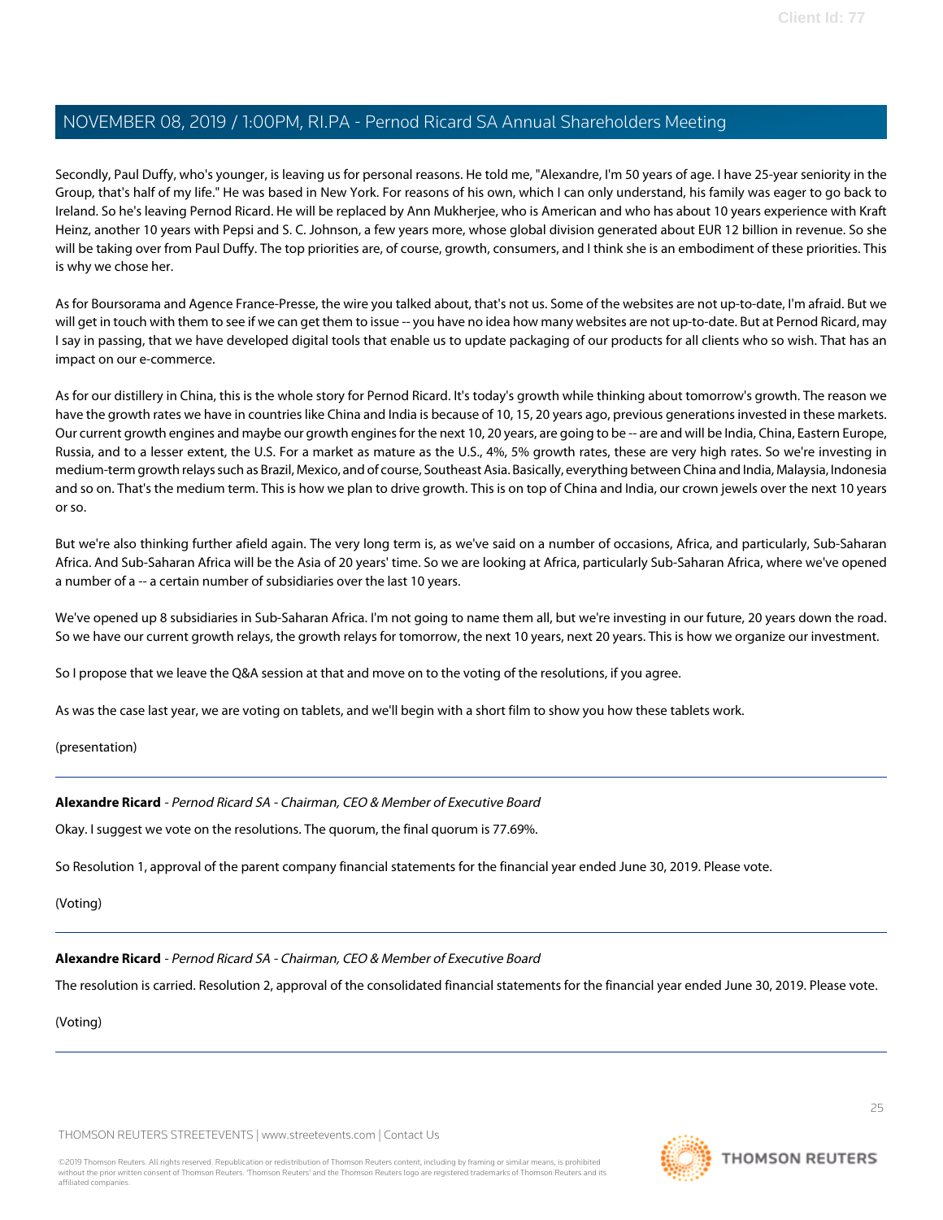Secondly, Paul Duffy, who's younger, is leaving us for personal reasons. He told me, "Alexandre, I'm 50 years of age. I have 25-year seniority in the Group, that's half of my life." He was based in New York. For reasons of his own, which I can only understand, his family was eager to go back to Ireland. So he's leaving Pernod Ricard. He will be replaced by Ann Mukherjee, who is American and who has about 10 years experience with Kraft Heinz, another 10 years with Pepsi and S. C. Johnson, a few years more, whose global division generated about EUR 12 billion in revenue. So she will be taking over from Paul Duffy. The top priorities are, of course, growth, consumers, and I think she is an embodiment of these priorities. This is why we chose her.

As for Boursorama and Agence France-Presse, the wire you talked about, that's not us. Some of the websites are not up-to-date, I'm afraid. But we will get in touch with them to see if we can get them to issue -- you have no idea how many websites are not up-to-date. But at Pernod Ricard, may I say in passing, that we have developed digital tools that enable us to update packaging of our products for all clients who so wish. That has an impact on our e-commerce.

As for our distillery in China, this is the whole story for Pernod Ricard. It's today's growth while thinking about tomorrow's growth. The reason we have the growth rates we have in countries like China and India is because of 10, 15, 20 years ago, previous generations invested in these markets. Our current growth engines and maybe our growth engines for the next 10, 20 years, are going to be -- are and will be India, China, Eastern Europe, Russia, and to a lesser extent, the U.S. For a market as mature as the U.S., 4%, 5% growth rates, these are very high rates. So we're investing in medium-term growth relays such as Brazil, Mexico, and of course, Southeast Asia. Basically, everything between China and India, Malaysia, Indonesia and so on. That's the medium term. This is how we plan to drive growth. This is on top of China and India, our crown jewels over the next 10 years or so.

But we're also thinking further afield again. The very long term is, as we've said on a number of occasions, Africa, and particularly, Sub-Saharan Africa. And Sub-Saharan Africa will be the Asia of 20 years' time. So we are looking at Africa, particularly Sub-Saharan Africa, where we've opened a number of a -- a certain number of subsidiaries over the last 10 years.

We've opened up 8 subsidiaries in Sub-Saharan Africa. I'm not going to name them all, but we're investing in our future, 20 years down the road. So we have our current growth relays, the growth relays for tomorrow, the next 10 years, next 20 years. This is how we organize our investment.

So I propose that we leave the Q&A session at that and move on to the voting of the resolutions, if you agree.

As was the case last year, we are voting on tablets, and we'll begin with a short film to show you how these tablets work.

(presentation)

---

**Alexandre Ricard** - *Pernod Ricard SA - Chairman, CEO & Member of Executive Board*

Okay. I suggest we vote on the resolutions. The quorum, the final quorum is 77.69%.

So Resolution 1, approval of the parent company financial statements for the financial year ended June 30, 2019. Please vote.

(Voting)

---

**Alexandre Ricard** - *Pernod Ricard SA - Chairman, CEO & Member of Executive Board*

The resolution is carried. Resolution 2, approval of the consolidated financial statements for the financial year ended June 30, 2019. Please vote.

(Voting)

---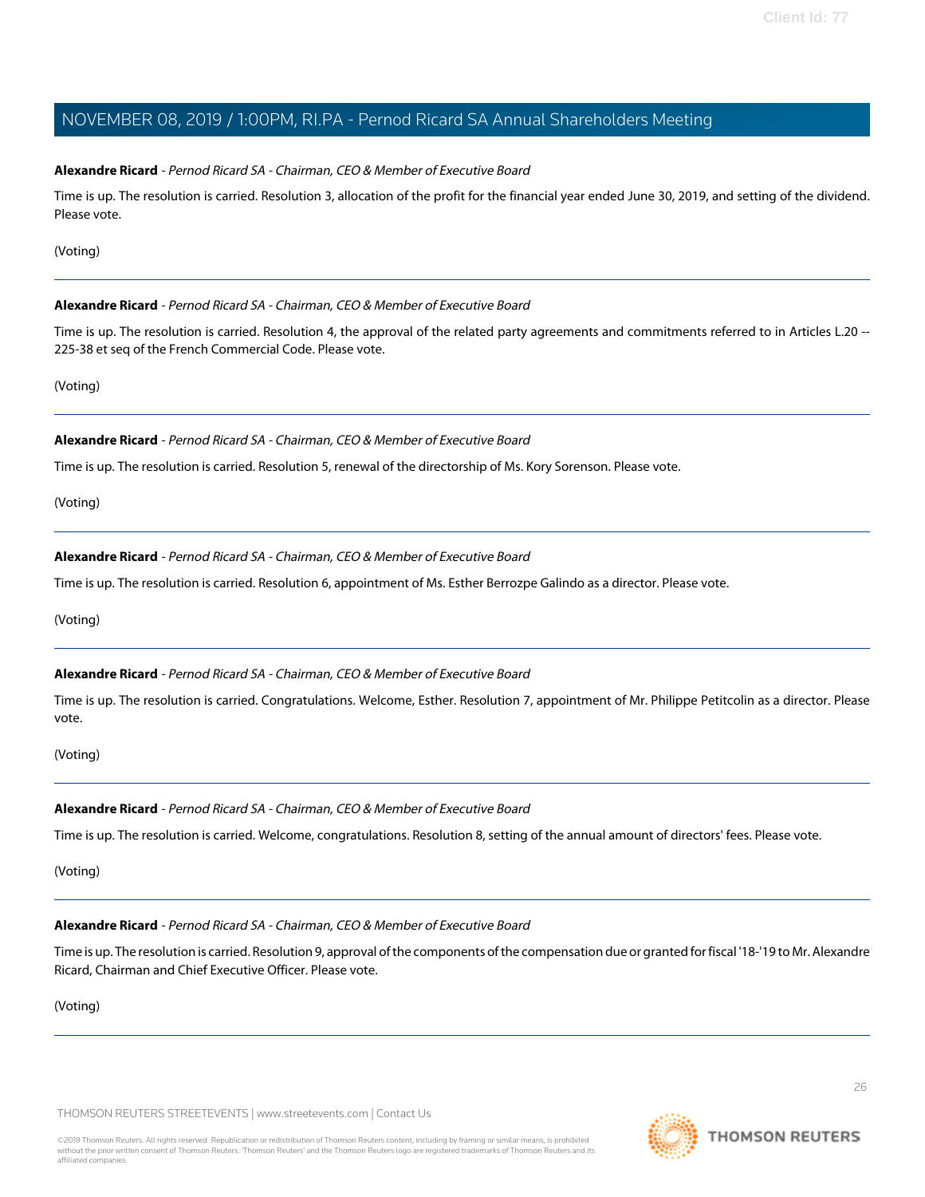**Alexandre Ricard** - *Pernod Ricard SA - Chairman, CEO & Member of Executive Board*

Time is up. The resolution is carried. Resolution 3, allocation of the profit for the financial year ended June 30, 2019, and setting of the dividend. Please vote.

(Voting)

---

**Alexandre Ricard** - *Pernod Ricard SA - Chairman, CEO & Member of Executive Board*

Time is up. The resolution is carried. Resolution 4, the approval of the related party agreements and commitments referred to in Articles L.20 -- 225-38 et seq of the French Commercial Code. Please vote.

(Voting)

---

**Alexandre Ricard** - *Pernod Ricard SA - Chairman, CEO & Member of Executive Board*

Time is up. The resolution is carried. Resolution 5, renewal of the directorship of Ms. Kory Sorenson. Please vote.

(Voting)

---

**Alexandre Ricard** - *Pernod Ricard SA - Chairman, CEO & Member of Executive Board*

Time is up. The resolution is carried. Resolution 6, appointment of Ms. Esther Berrozpe Galindo as a director. Please vote.

(Voting)

---

**Alexandre Ricard** - *Pernod Ricard SA - Chairman, CEO & Member of Executive Board*

Time is up. The resolution is carried. Congratulations. Welcome, Esther. Resolution 7, appointment of Mr. Philippe Petitcolin as a director. Please vote.

(Voting)

---

**Alexandre Ricard** - *Pernod Ricard SA - Chairman, CEO & Member of Executive Board*

Time is up. The resolution is carried. Welcome, congratulations. Resolution 8, setting of the annual amount of directors' fees. Please vote.

(Voting)

---

**Alexandre Ricard** - *Pernod Ricard SA - Chairman, CEO & Member of Executive Board*

Time is up. The resolution is carried. Resolution 9, approval of the components of the compensation due or granted for fiscal '18-'19 to Mr. Alexandre Ricard, Chairman and Chief Executive Officer. Please vote.

(Voting)

---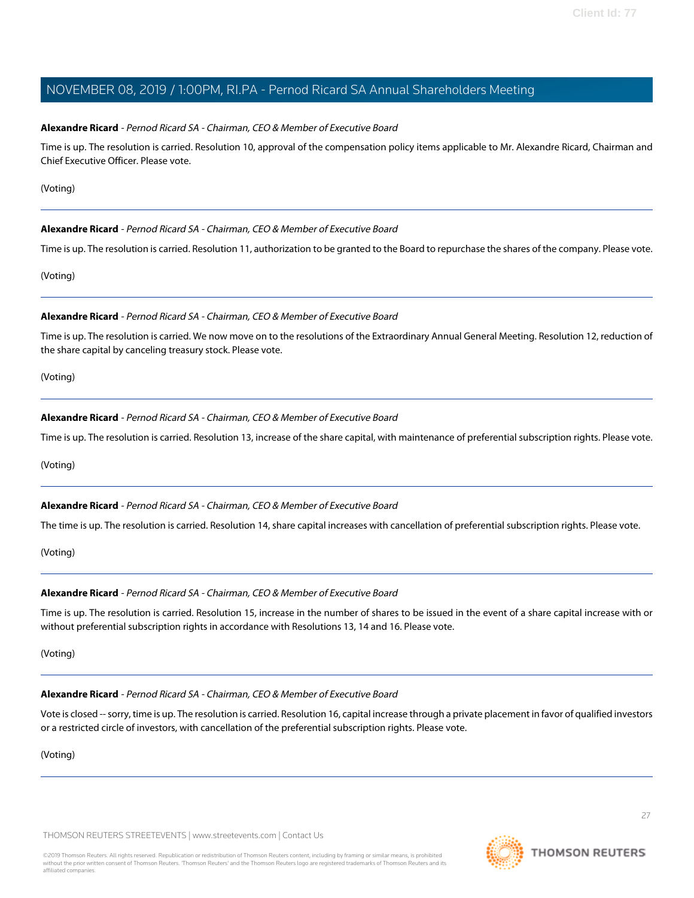**Alexandre Ricard** - *Pernod Ricard SA - Chairman, CEO & Member of Executive Board*

Time is up. The resolution is carried. Resolution 10, approval of the compensation policy items applicable to Mr. Alexandre Ricard, Chairman and Chief Executive Officer. Please vote.

(Voting)

---

**Alexandre Ricard** - *Pernod Ricard SA - Chairman, CEO & Member of Executive Board*

Time is up. The resolution is carried. Resolution 11, authorization to be granted to the Board to repurchase the shares of the company. Please vote.

(Voting)

---

**Alexandre Ricard** - *Pernod Ricard SA - Chairman, CEO & Member of Executive Board*

Time is up. The resolution is carried. We now move on to the resolutions of the Extraordinary Annual General Meeting. Resolution 12, reduction of the share capital by canceling treasury stock. Please vote.

(Voting)

---

**Alexandre Ricard** - *Pernod Ricard SA - Chairman, CEO & Member of Executive Board*

Time is up. The resolution is carried. Resolution 13, increase of the share capital, with maintenance of preferential subscription rights. Please vote.

(Voting)

---

**Alexandre Ricard** - *Pernod Ricard SA - Chairman, CEO & Member of Executive Board*

The time is up. The resolution is carried. Resolution 14, share capital increases with cancellation of preferential subscription rights. Please vote.

(Voting)

---

**Alexandre Ricard** - *Pernod Ricard SA - Chairman, CEO & Member of Executive Board*

Time is up. The resolution is carried. Resolution 15, increase in the number of shares to be issued in the event of a share capital increase with or without preferential subscription rights in accordance with Resolutions 13, 14 and 16. Please vote.

(Voting)

---

**Alexandre Ricard** - *Pernod Ricard SA - Chairman, CEO & Member of Executive Board*

Vote is closed -- sorry, time is up. The resolution is carried. Resolution 16, capital increase through a private placement in favor of qualified investors or a restricted circle of investors, with cancellation of the preferential subscription rights. Please vote.

(Voting)

---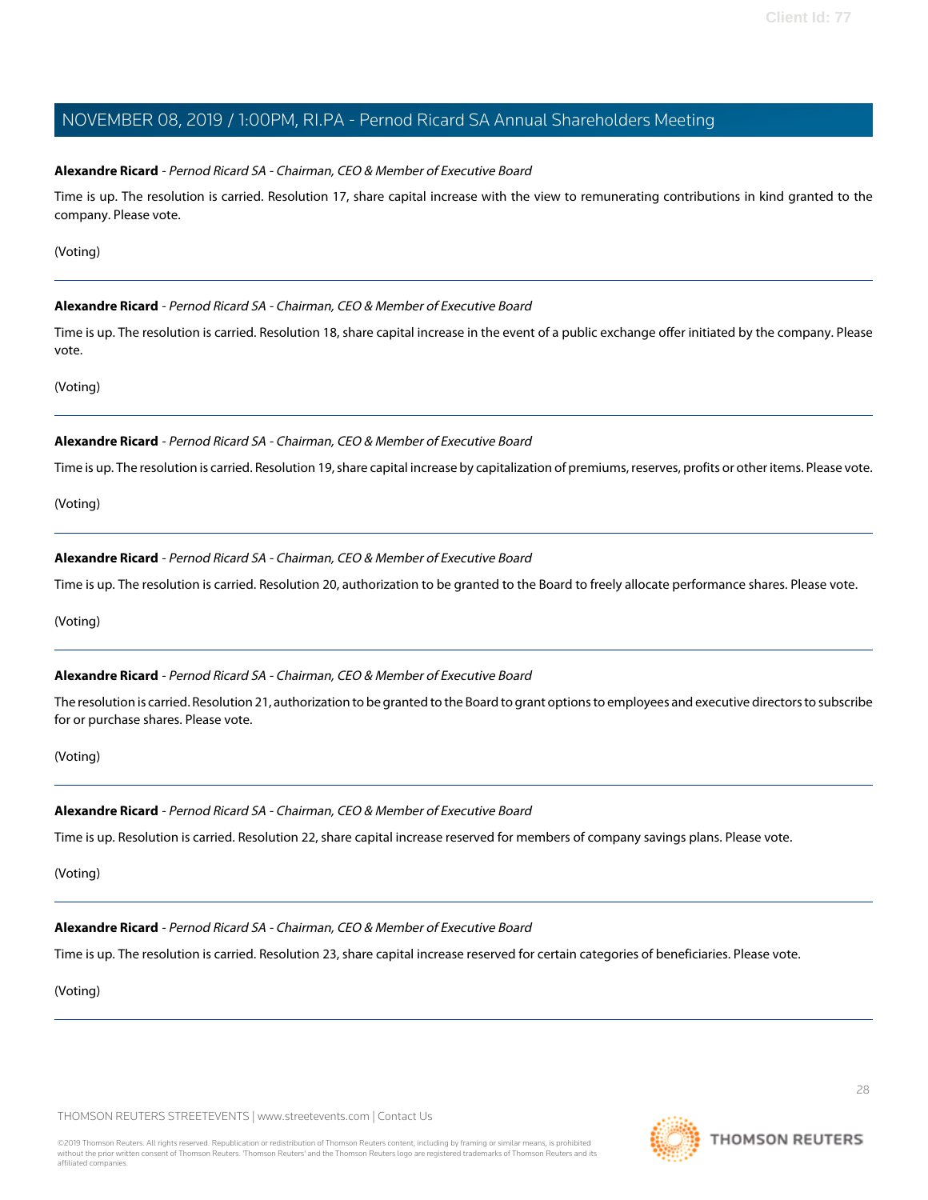**Alexandre Ricard** - *Pernod Ricard SA - Chairman, CEO & Member of Executive Board*

Time is up. The resolution is carried. Resolution 17, share capital increase with the view to remunerating contributions in kind granted to the company. Please vote.

(Voting)

---

**Alexandre Ricard** - *Pernod Ricard SA - Chairman, CEO & Member of Executive Board*

Time is up. The resolution is carried. Resolution 18, share capital increase in the event of a public exchange offer initiated by the company. Please vote.

(Voting)

---

**Alexandre Ricard** - *Pernod Ricard SA - Chairman, CEO & Member of Executive Board*

Time is up. The resolution is carried. Resolution 19, share capital increase by capitalization of premiums, reserves, profits or other items. Please vote.

(Voting)

---

**Alexandre Ricard** - *Pernod Ricard SA - Chairman, CEO & Member of Executive Board*

Time is up. The resolution is carried. Resolution 20, authorization to be granted to the Board to freely allocate performance shares. Please vote.

(Voting)

---

**Alexandre Ricard** - *Pernod Ricard SA - Chairman, CEO & Member of Executive Board*

The resolution is carried. Resolution 21, authorization to be granted to the Board to grant options to employees and executive directors to subscribe for or purchase shares. Please vote.

(Voting)

---

**Alexandre Ricard** - *Pernod Ricard SA - Chairman, CEO & Member of Executive Board*

Time is up. Resolution is carried. Resolution 22, share capital increase reserved for members of company savings plans. Please vote.

(Voting)

---

**Alexandre Ricard** - *Pernod Ricard SA - Chairman, CEO & Member of Executive Board*

Time is up. The resolution is carried. Resolution 23, share capital increase reserved for certain categories of beneficiaries. Please vote.

(Voting)

---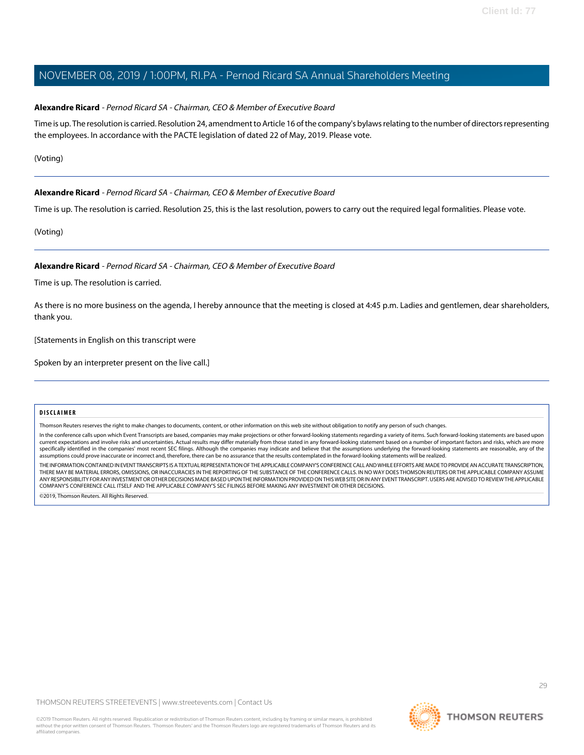**Alexandre Ricard** - *Pernod Ricard SA - Chairman, CEO & Member of Executive Board*

Time is up. The resolution is carried. Resolution 24, amendment to Article 16 of the company's bylaws relating to the number of directors representing the employees. In accordance with the PACTE legislation of dated 22 of May, 2019. Please vote.

(Voting)

---

**Alexandre Ricard** - *Pernod Ricard SA - Chairman, CEO & Member of Executive Board*

Time is up. The resolution is carried. Resolution 25, this is the last resolution, powers to carry out the required legal formalities. Please vote.

(Voting)

---

**Alexandre Ricard** - *Pernod Ricard SA - Chairman, CEO & Member of Executive Board*

Time is up. The resolution is carried.

As there is no more business on the agenda, I hereby announce that the meeting is closed at 4:45 p.m. Ladies and gentlemen, dear shareholders, thank you.

[Statements in English on this transcript were

Spoken by an interpreter present on the live call.]

---

**DISCLAIMER**

Thomson Reuters reserves the right to make changes to documents, content, or other information on this web site without obligation to notify any person of such changes.

In the conference calls upon which Event Transcripts are based, companies may make projections or other forward-looking statements regarding a variety of items. Such forward-looking statements are based upon current expectations and involve risks and uncertainties. Actual results may differ materially from those stated in any forward-looking statement based on a number of important factors and risks, which are more specifically identified in the companies' most recent SEC filings. Although the companies may indicate and believe that the assumptions underlying the forward-looking statements are reasonable, any of the assumptions could prove inaccurate or incorrect and, therefore, there can be no assurance that the results contemplated in the forward-looking statements will be realized.

THE INFORMATION CONTAINED IN EVENT TRANSCRIPTS IS A TEXTUAL REPRESENTATION OF THE APPLICABLE COMPANY'S CONFERENCE CALL AND WHILE EFFORTS ARE MADE TO PROVIDE AN ACCURATE TRANSCRIPTION, THERE MAY BE MATERIAL ERRORS, OMISSIONS, OR INACCURACIES IN THE REPORTING OF THE SUBSTANCE OF THE CONFERENCE CALLS. IN NO WAY DOES THOMSON REUTERS OR THE APPLICABLE COMPANY ASSUME ANY RESPONSIBILITY FOR ANY INVESTMENT OR OTHER DECISIONS MADE BASED UPON THE INFORMATION PROVIDED ON THIS WEB SITE OR IN ANY EVENT TRANSCRIPT. USERS ARE ADVISED TO REVIEW THE APPLICABLE COMPANY'S CONFERENCE CALL ITSELF AND THE APPLICABLE COMPANY'S SEC FILINGS BEFORE MAKING ANY INVESTMENT OR OTHER DECISIONS.

©2019, Thomson Reuters. All Rights Reserved.